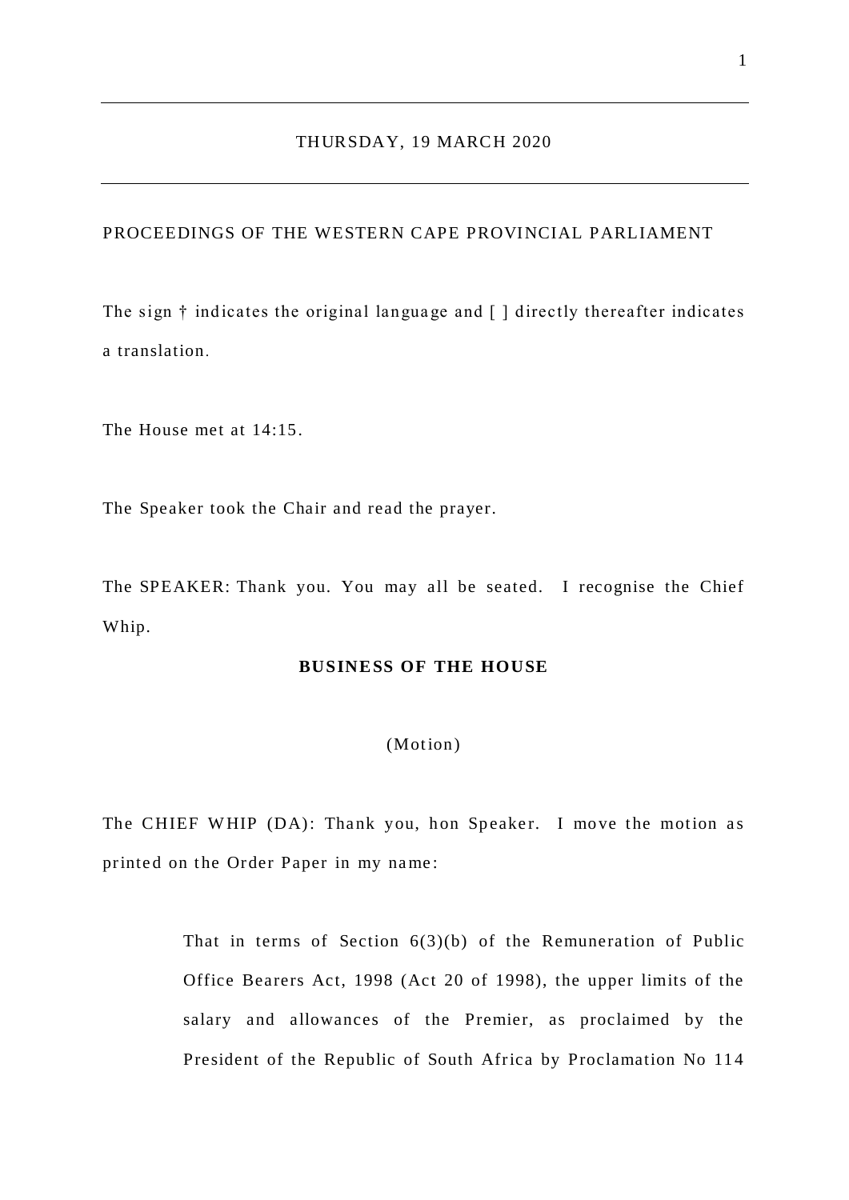THURSDAY, 19 MARCH 2020

PROCEEDINGS OF THE WESTERN CAPE PROVINCIAL PARLIAMENT

The sign † indicates the original language and [ ] directly thereafter indicates a translation.

The House met at 14:15.

The Speaker took the Chair and read the prayer.

The SPEAKER: Thank you. You may all be seated. I recognise the Chief Whip.

## BUSINESS OF THE HOUSE

(Motion)

The CHIEF WHIP (DA): Thank you, hon Speaker. I move the motion as printed on the Order Paper in my name:

> That in terms of Section 6(3)(b) of the Remuneration of Public Office Bearers Act, 1998 (Act 20 of 1998), the upper limits of the salary and allowances of the Premier, as proclaimed by the President of the Republic of South Africa by Proclamation No 114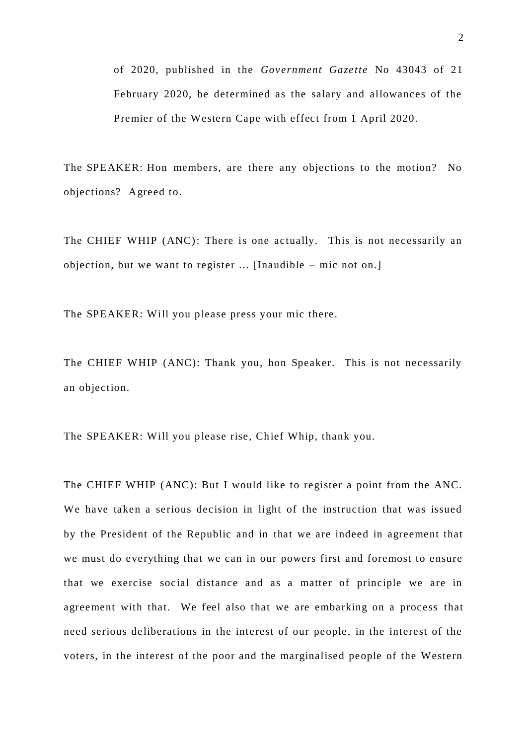of 2020, published in the *Government Gazette* No 43043 of 21 February 2020, be determined as the salary and allowances of the Premier of the Western Cape with effect from 1 April 2020.

The SPEAKER: Hon members, are there any objections to the motion? No objections? Agreed to.

The CHIEF WHIP (ANC): There is one actually. This is not necessarily an objection, but we want to register ... [Inaudible – mic not on.]

The SPEAKER: Will you please press your mic there.

The CHIEF WHIP (ANC): Thank you, hon Speaker. This is not necessarily an objection.

The SPEAKER: Will you please rise, Chief Whip, thank you.

The CHIEF WHIP (ANC): But I would like to register a point from the ANC. We have taken a serious decision in light of the instruction that was issued by the President of the Republic and in that we are indeed in agreement that we must do everything that we can in our powers first and foremost to ensure that we exercise social distance and as a matter of principle we are in agreement with that. We feel also that we are embarking on a process that need serious deliberations in the interest of our people, in the interest of the voters, in the interest of the poor and the marginalised people of the Western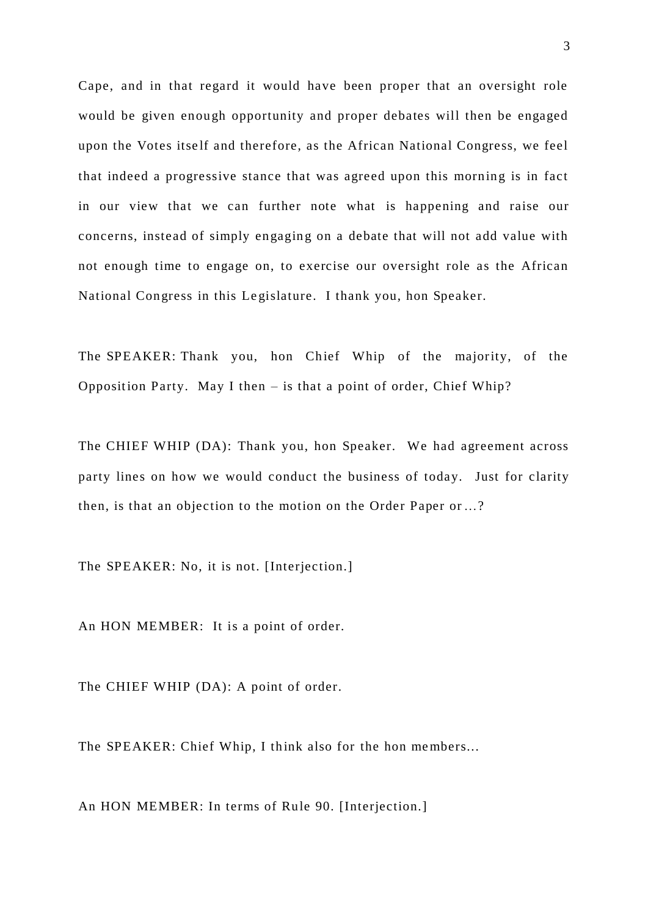Cape, and in that regard it would have been proper that an oversight role would be given enough opportunity and proper debates will then be engaged upon the Votes itself and therefore, as the African National Congress, we feel that indeed a progressive stance that was agreed upon this morning is in fact in our view that we can further note what is happening and raise our concerns, instead of simply engaging on a debate that will not add value with not enough time to engage on, to exercise our oversight role as the African National Congress in this Legislature. I thank you, hon Speaker.

The SPEAKER: Thank you, hon Chief Whip of the majority, of the Opposition Party. May I then – is that a point of order, Chief Whip?

The CHIEF WHIP (DA): Thank you, hon Speaker. We had agreement across party lines on how we would conduct the business of today. Just for clarity then, is that an objection to the motion on the Order Paper or…?

The SPEAKER: No, it is not. [Interjection.]

An HON MEMBER: It is a point of order.

The CHIEF WHIP (DA): A point of order.

The SPEAKER: Chief Whip, I think also for the hon members...

An HON MEMBER: In terms of Rule 90. [Interjection.]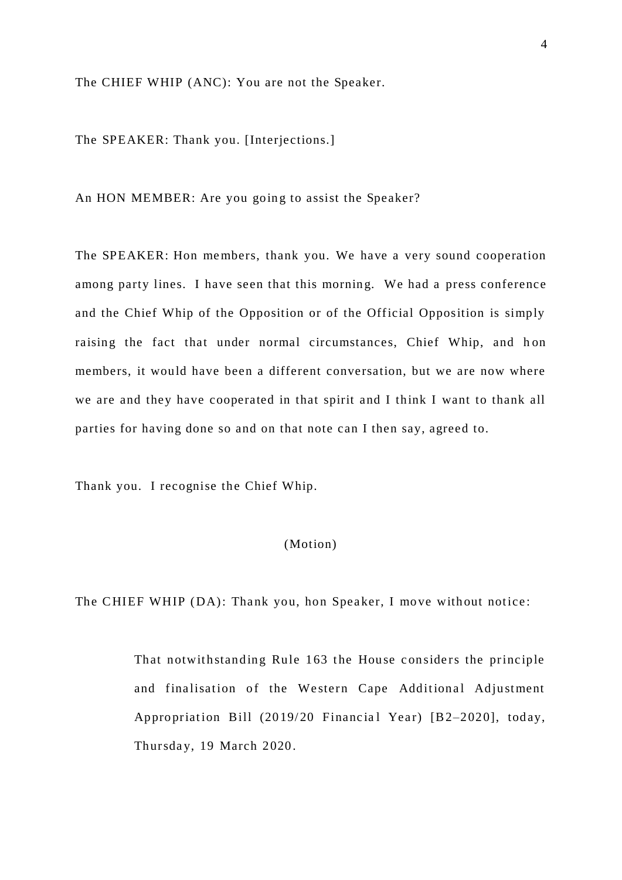The CHIEF WHIP (ANC): You are not the Speaker.

The SPEAKER: Thank you. [Interjections.]

An HON MEMBER: Are you going to assist the Speaker?

The SPEAKER: Hon members, thank you. We have a very sound cooperation among party lines. I have seen that this morning. We had a press conference and the Chief Whip of the Opposition or of the Official Opposition is simply raising the fact that under normal circumstances, Chief Whip, and hon members, it would have been a different conversation, but we are now where we are and they have cooperated in that spirit and I think I want to thank all parties for having done so and on that note can I then say, agreed to.

Thank you. I recognise the Chief Whip.

(Motion)

The CHIEF WHIP (DA): Thank you, hon Speaker, I move without notice:

> That notwithstanding Rule 163 the House considers the principle and finalisation of the Western Cape Additional Adjustment Appropriation Bill (2019/20 Financial Year) [B2–2020], today, Thursday, 19 March 2020.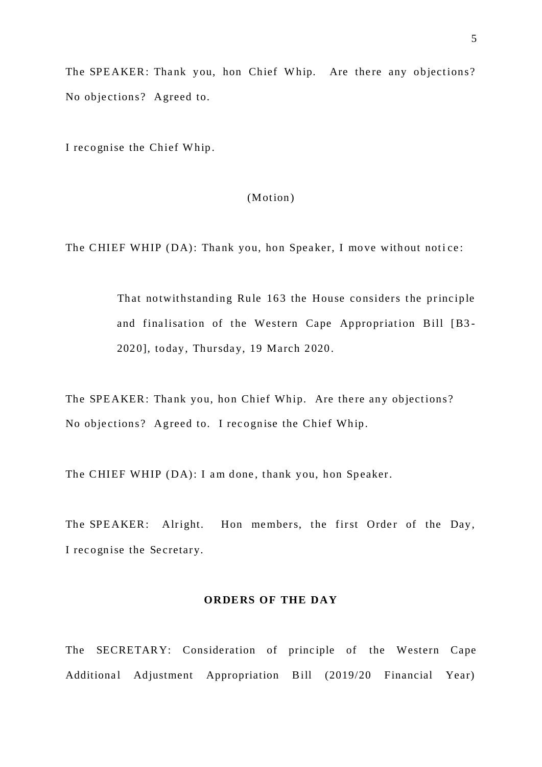The SPEAKER: Thank you, hon Chief Whip. Are there any objections? No objections? Agreed to.

I recognise the Chief Whip.

(Motion)

The CHIEF WHIP (DA): Thank you, hon Speaker, I move without notice:

> That notwithstanding Rule 163 the House considers the principle and finalisation of the Western Cape Appropriation Bill [B3-2020], today, Thursday, 19 March 2020.

The SPEAKER: Thank you, hon Chief Whip. Are there any objections? No objections? Agreed to. I recognise the Chief Whip.

The CHIEF WHIP (DA): I am done, thank you, hon Speaker.

The SPEAKER: Alright. Hon members, the first Order of the Day, I recognise the Secretary.

**ORDERS OF THE DAY**

The SECRETARY: Consideration of principle of the Western Cape Additional Adjustment Appropriation Bill (2019/20 Financial Year)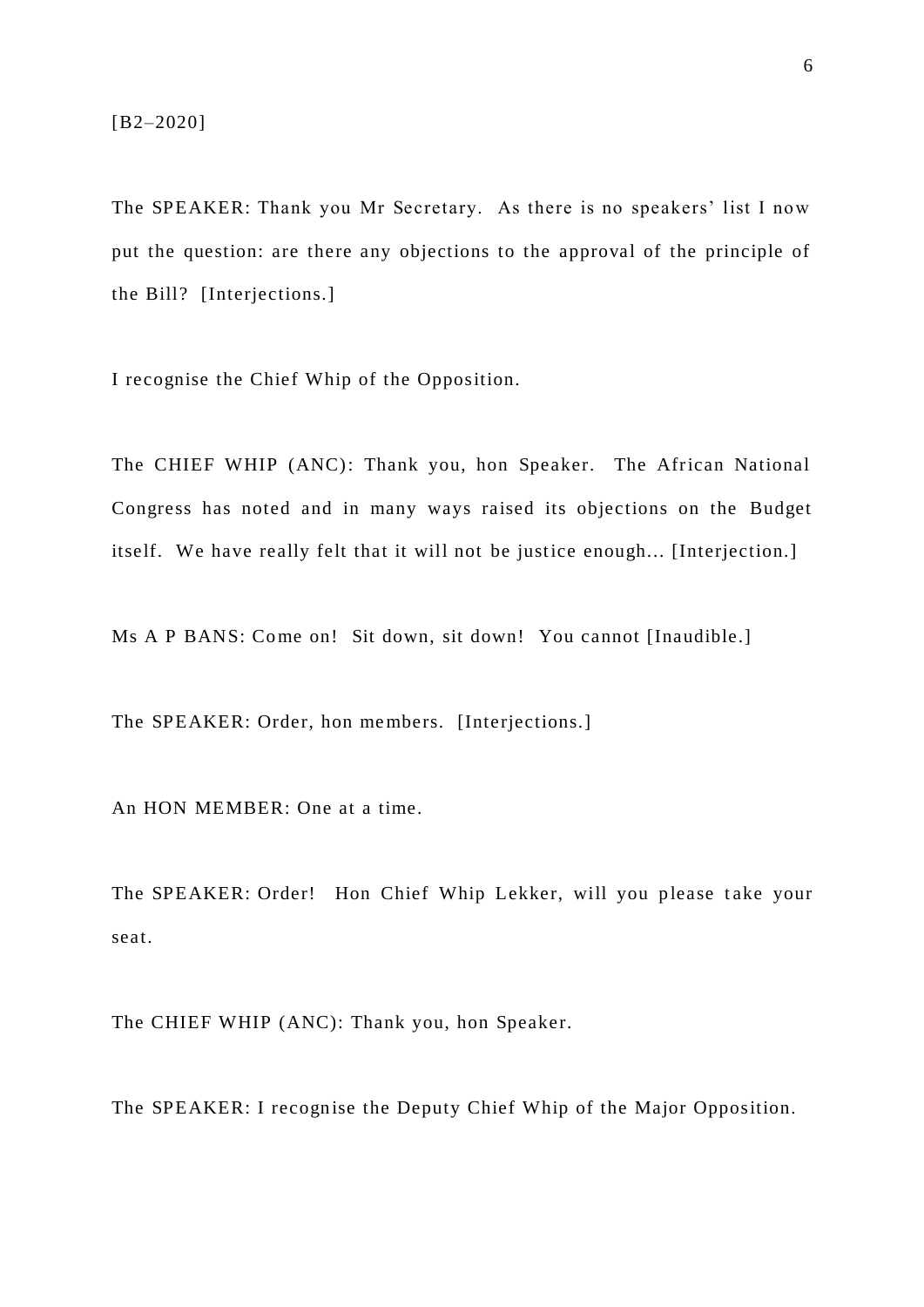[B2–2020]

The SPEAKER: Thank you Mr Secretary. As there is no speakers' list I now put the question: are there any objections to the approval of the principle of the Bill? [Interjections.]

I recognise the Chief Whip of the Opposition.

The CHIEF WHIP (ANC): Thank you, hon Speaker. The African National Congress has noted and in many ways raised its objections on the Budget itself. We have really felt that it will not be justice enough... [Interjection.]

Ms A P BANS: Come on! Sit down, sit down! You cannot [Inaudible.]

The SPEAKER: Order, hon members. [Interjections.]

An HON MEMBER: One at a time.

The SPEAKER: Order! Hon Chief Whip Lekker, will you please take your seat.

The CHIEF WHIP (ANC): Thank you, hon Speaker.

The SPEAKER: I recognise the Deputy Chief Whip of the Major Opposition.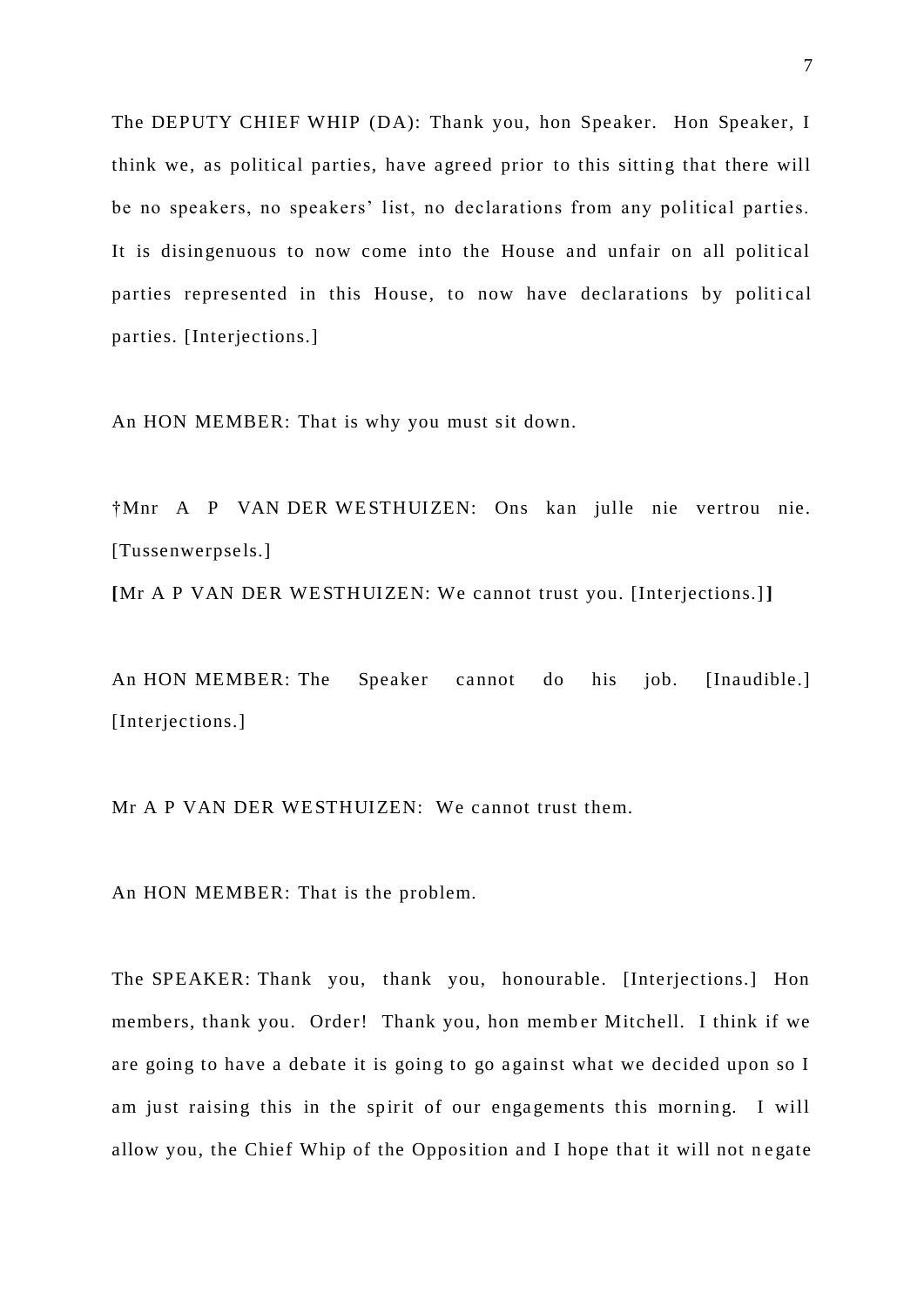The DEPUTY CHIEF WHIP (DA): Thank you, hon Speaker. Hon Speaker, I think we, as political parties, have agreed prior to this sitting that there will be no speakers, no speakers' list, no declarations from any political parties. It is disingenuous to now come into the House and unfair on all political parties represented in this House, to now have declarations by political parties. [Interjections.]

An HON MEMBER: That is why you must sit down.

†Mnr A P VAN DER WESTHUIZEN: Ons kan julle nie vertrou nie. [Tussenwerpsels.]

**[**Mr A P VAN DER WESTHUIZEN: We cannot trust you. [Interjections.]**]**

An HON MEMBER: The Speaker cannot do his job. [Inaudible.] [Interjections.]

Mr A P VAN DER WESTHUIZEN: We cannot trust them.

An HON MEMBER: That is the problem.

The SPEAKER: Thank you, thank you, honourable. [Interjections.] Hon members, thank you. Order! Thank you, hon member Mitchell. I think if we are going to have a debate it is going to go against what we decided upon so I am just raising this in the spirit of our engagements this morning. I will allow you, the Chief Whip of the Opposition and I hope that it will not negate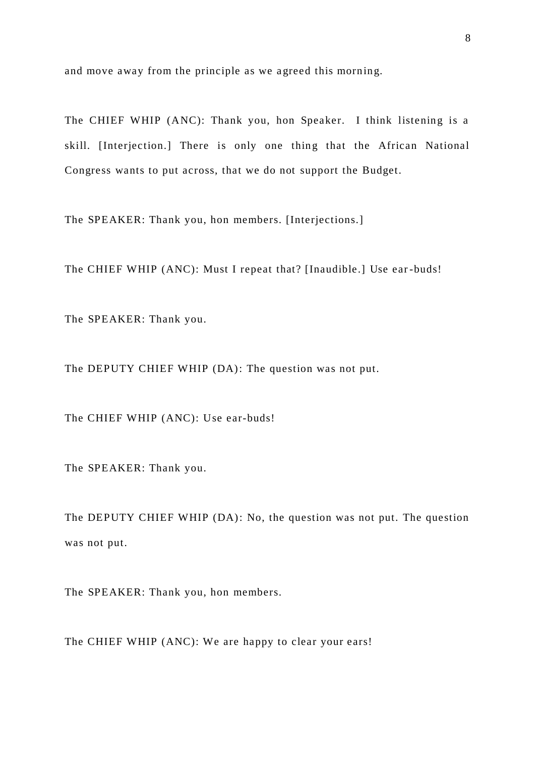and move away from the principle as we agreed this morning.

The CHIEF WHIP (ANC): Thank you, hon Speaker. I think listening is a skill. [Interjection.] There is only one thing that the African National Congress wants to put across, that we do not support the Budget.

The SPEAKER: Thank you, hon members. [Interjections.]

The CHIEF WHIP (ANC): Must I repeat that? [Inaudible.] Use ear-buds!

The SPEAKER: Thank you.

The DEPUTY CHIEF WHIP (DA): The question was not put.

The CHIEF WHIP (ANC): Use ear-buds!

The SPEAKER: Thank you.

The DEPUTY CHIEF WHIP (DA): No, the question was not put. The question was not put.

The SPEAKER: Thank you, hon members.

The CHIEF WHIP (ANC): We are happy to clear your ears!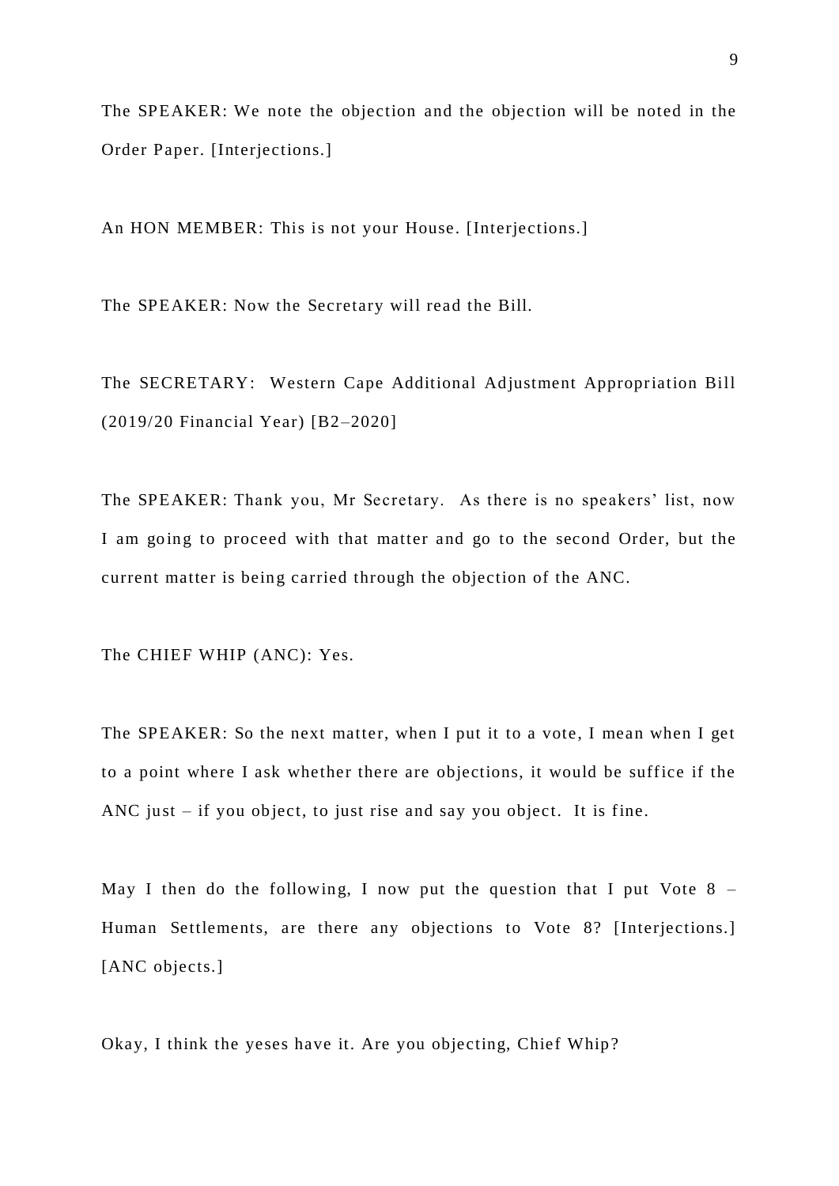The SPEAKER: We note the objection and the objection will be noted in the Order Paper. [Interjections.]

An HON MEMBER: This is not your House. [Interjections.]

The SPEAKER: Now the Secretary will read the Bill.

The SECRETARY: Western Cape Additional Adjustment Appropriation Bill (2019/20 Financial Year) [B2–2020]

The SPEAKER: Thank you, Mr Secretary. As there is no speakers' list, now I am going to proceed with that matter and go to the second Order, but the current matter is being carried through the objection of the ANC.

The CHIEF WHIP (ANC): Yes.

The SPEAKER: So the next matter, when I put it to a vote, I mean when I get to a point where I ask whether there are objections, it would be suffice if the ANC just – if you object, to just rise and say you object. It is fine.

May I then do the following, I now put the question that I put Vote 8 – Human Settlements, are there any objections to Vote 8? [Interjections.] [ANC objects.]

Okay, I think the yeses have it. Are you objecting, Chief Whip?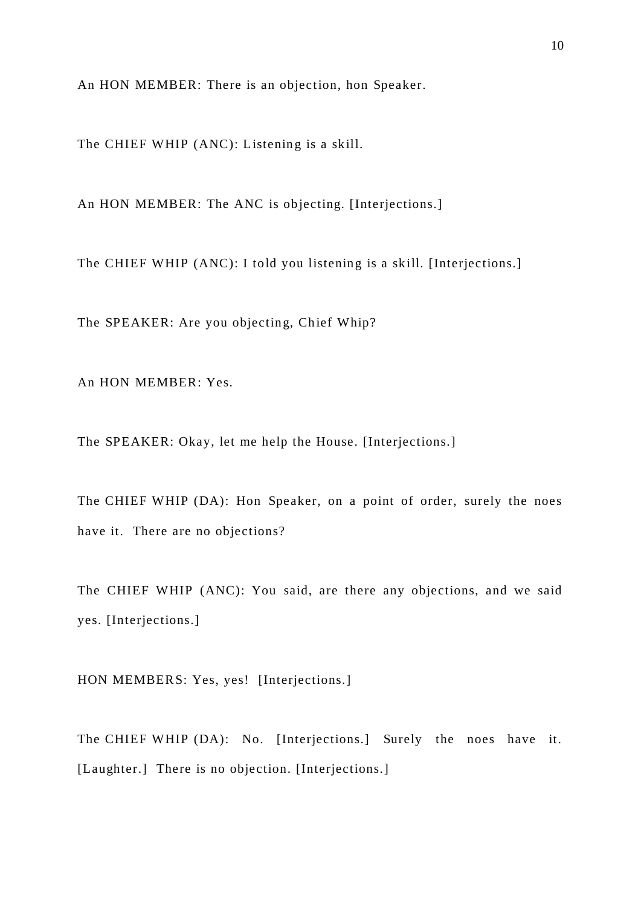An HON MEMBER: There is an objection, hon Speaker.

The CHIEF WHIP (ANC): Listening is a skill.

An HON MEMBER: The ANC is objecting. [Interjections.]

The CHIEF WHIP (ANC): I told you listening is a skill. [Interjections.]

The SPEAKER: Are you objecting, Chief Whip?

An HON MEMBER: Yes.

The SPEAKER: Okay, let me help the House. [Interjections.]

The CHIEF WHIP (DA): Hon Speaker, on a point of order, surely the noes have it. There are no objections?

The CHIEF WHIP (ANC): You said, are there any objections, and we said yes. [Interjections.]

HON MEMBERS: Yes, yes! [Interjections.]

The CHIEF WHIP (DA): No. [Interjections.] Surely the noes have it. [Laughter.] There is no objection. [Interjections.]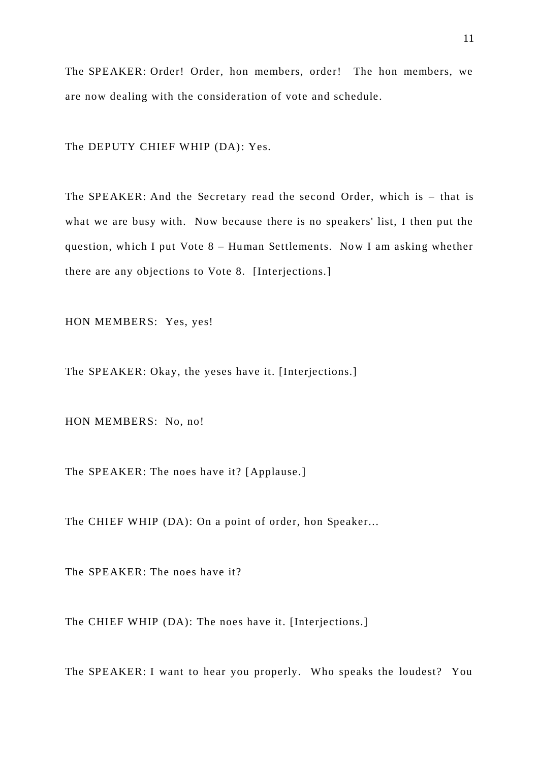The SPEAKER: Order! Order, hon members, order! The hon members, we are now dealing with the consideration of vote and schedule.

The DEPUTY CHIEF WHIP (DA): Yes.

The SPEAKER: And the Secretary read the second Order, which is – that is what we are busy with. Now because there is no speakers' list, I then put the question, which I put Vote 8 – Human Settlements. Now I am asking whether there are any objections to Vote 8. [Interjections.]

HON MEMBERS: Yes, yes!

The SPEAKER: Okay, the yeses have it. [Interjections.]

HON MEMBERS: No, no!

The SPEAKER: The noes have it? [Applause.]

The CHIEF WHIP (DA): On a point of order, hon Speaker...

The SPEAKER: The noes have it?

The CHIEF WHIP (DA): The noes have it. [Interjections.]

The SPEAKER: I want to hear you properly. Who speaks the loudest? You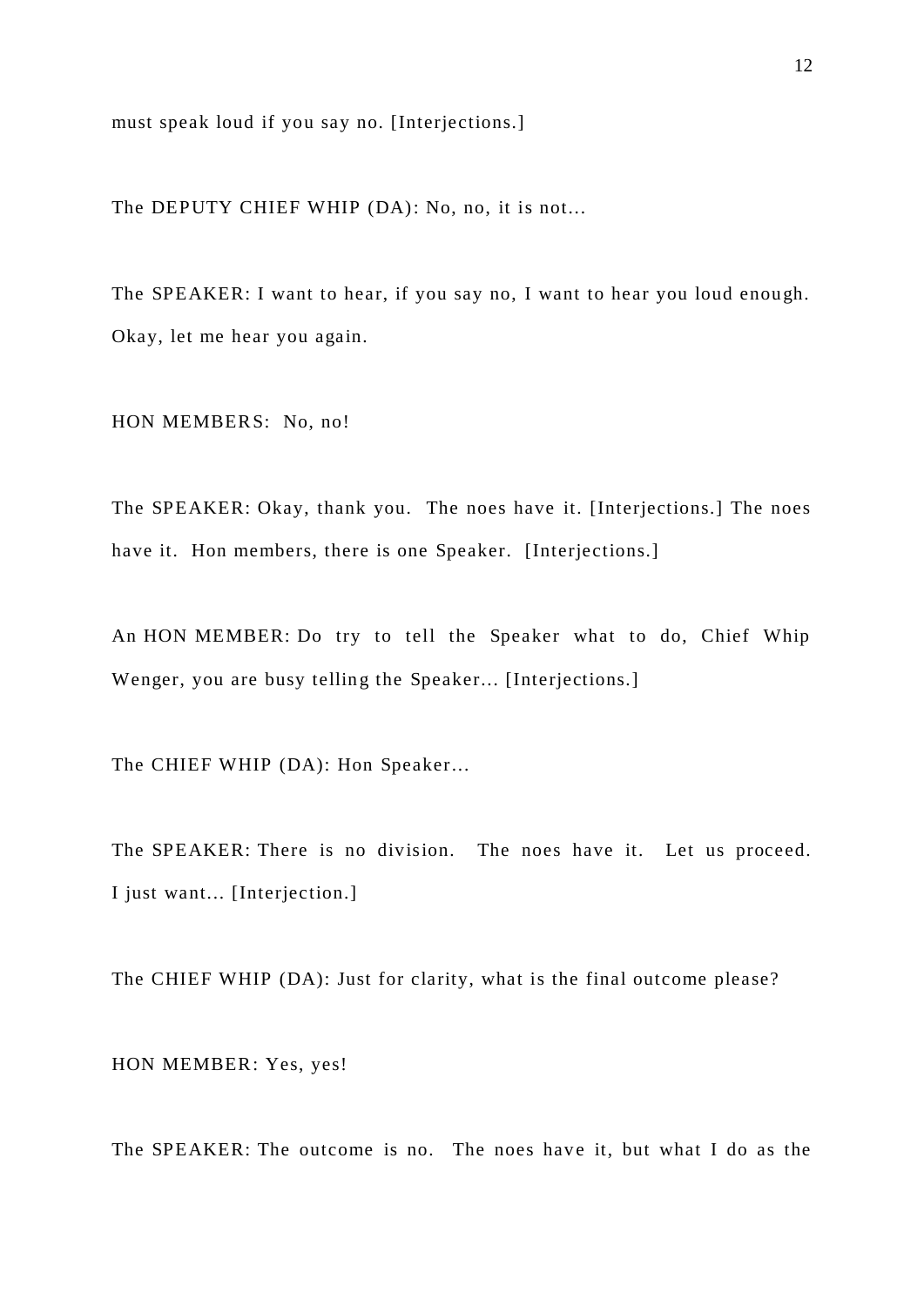must speak loud if you say no. [Interjections.]

The DEPUTY CHIEF WHIP (DA): No, no, it is not...

The SPEAKER: I want to hear, if you say no, I want to hear you loud enough. Okay, let me hear you again.

HON MEMBERS: No, no!

The SPEAKER: Okay, thank you. The noes have it. [Interjections.] The noes have it. Hon members, there is one Speaker. [Interjections.]

An HON MEMBER: Do try to tell the Speaker what to do, Chief Whip Wenger, you are busy telling the Speaker... [Interjections.]

The CHIEF WHIP (DA): Hon Speaker...

The SPEAKER: There is no division. The noes have it. Let us proceed. I just want... [Interjection.]

The CHIEF WHIP (DA): Just for clarity, what is the final outcome please?

HON MEMBER: Yes, yes!

The SPEAKER: The outcome is no. The noes have it, but what I do as the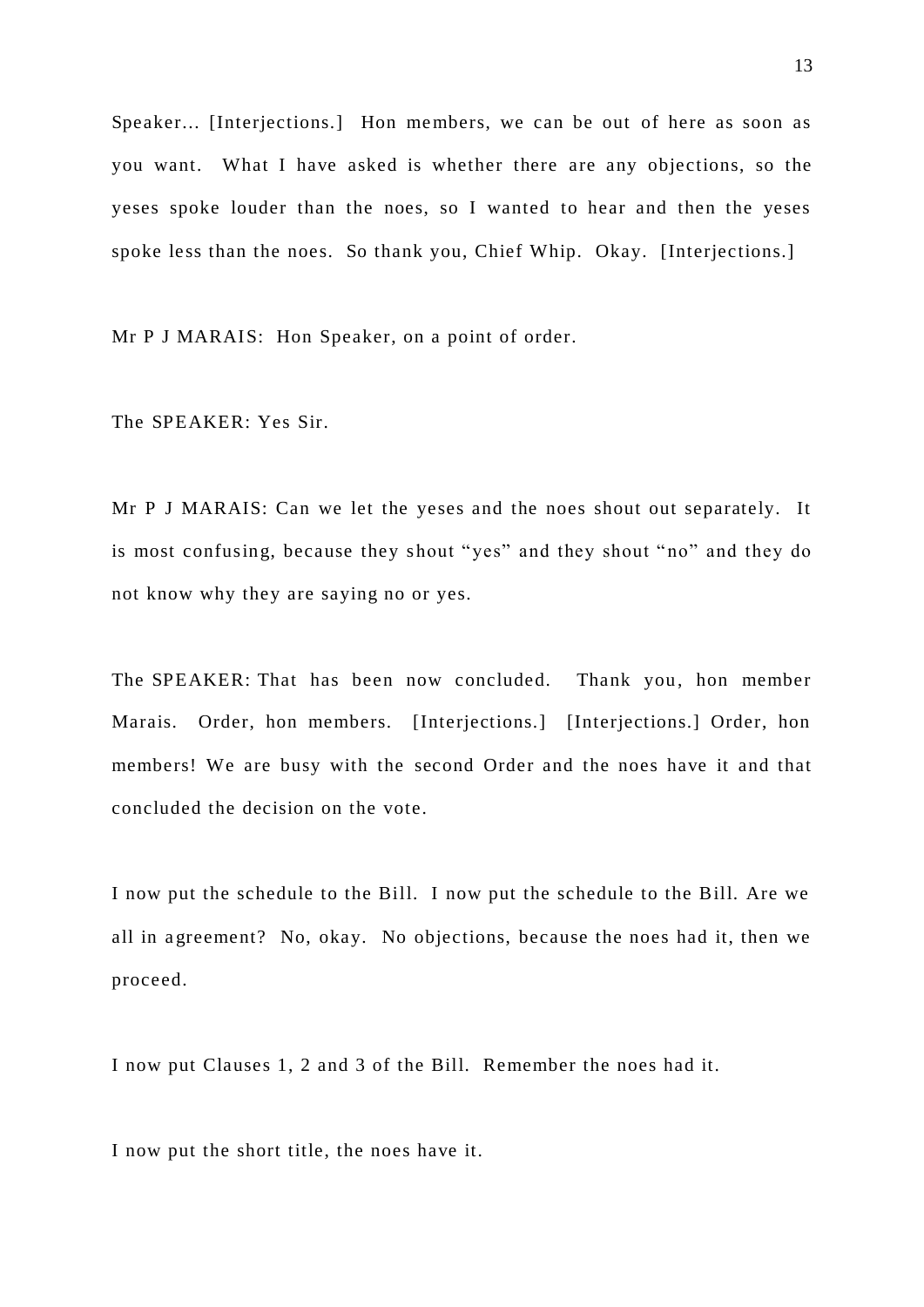Speaker… [Interjections.] Hon members, we can be out of here as soon as you want. What I have asked is whether there are any objections, so the yeses spoke louder than the noes, so I wanted to hear and then the yeses spoke less than the noes. So thank you, Chief Whip. Okay. [Interjections.]

Mr P J MARAIS: Hon Speaker, on a point of order.

The SPEAKER: Yes Sir.

Mr P J MARAIS: Can we let the yeses and the noes shout out separately. It is most confusing, because they shout "yes" and they shout "no" and they do not know why they are saying no or yes.

The SPEAKER: That has been now concluded. Thank you, hon member Marais. Order, hon members. [Interjections.] [Interjections.] Order, hon members! We are busy with the second Order and the noes have it and that concluded the decision on the vote.

I now put the schedule to the Bill. I now put the schedule to the Bill. Are we all in agreement? No, okay. No objections, because the noes had it, then we proceed.

I now put Clauses 1, 2 and 3 of the Bill. Remember the noes had it.

I now put the short title, the noes have it.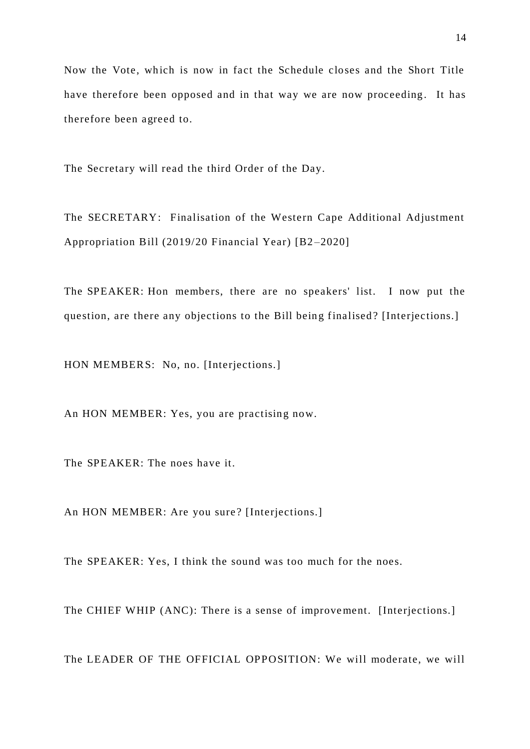Now the Vote, which is now in fact the Schedule closes and the Short Title have therefore been opposed and in that way we are now proceeding. It has therefore been agreed to.

The Secretary will read the third Order of the Day.

The SECRETARY: Finalisation of the Western Cape Additional Adjustment Appropriation Bill (2019/20 Financial Year) [B2–2020]

The SPEAKER: Hon members, there are no speakers' list. I now put the question, are there any objections to the Bill being finalised? [Interjections.]

HON MEMBERS: No, no. [Interjections.]

An HON MEMBER: Yes, you are practising now.

The SPEAKER: The noes have it.

An HON MEMBER: Are you sure? [Interjections.]

The SPEAKER: Yes, I think the sound was too much for the noes.

The CHIEF WHIP (ANC): There is a sense of improvement. [Interjections.]

The LEADER OF THE OFFICIAL OPPOSITION: We will moderate, we will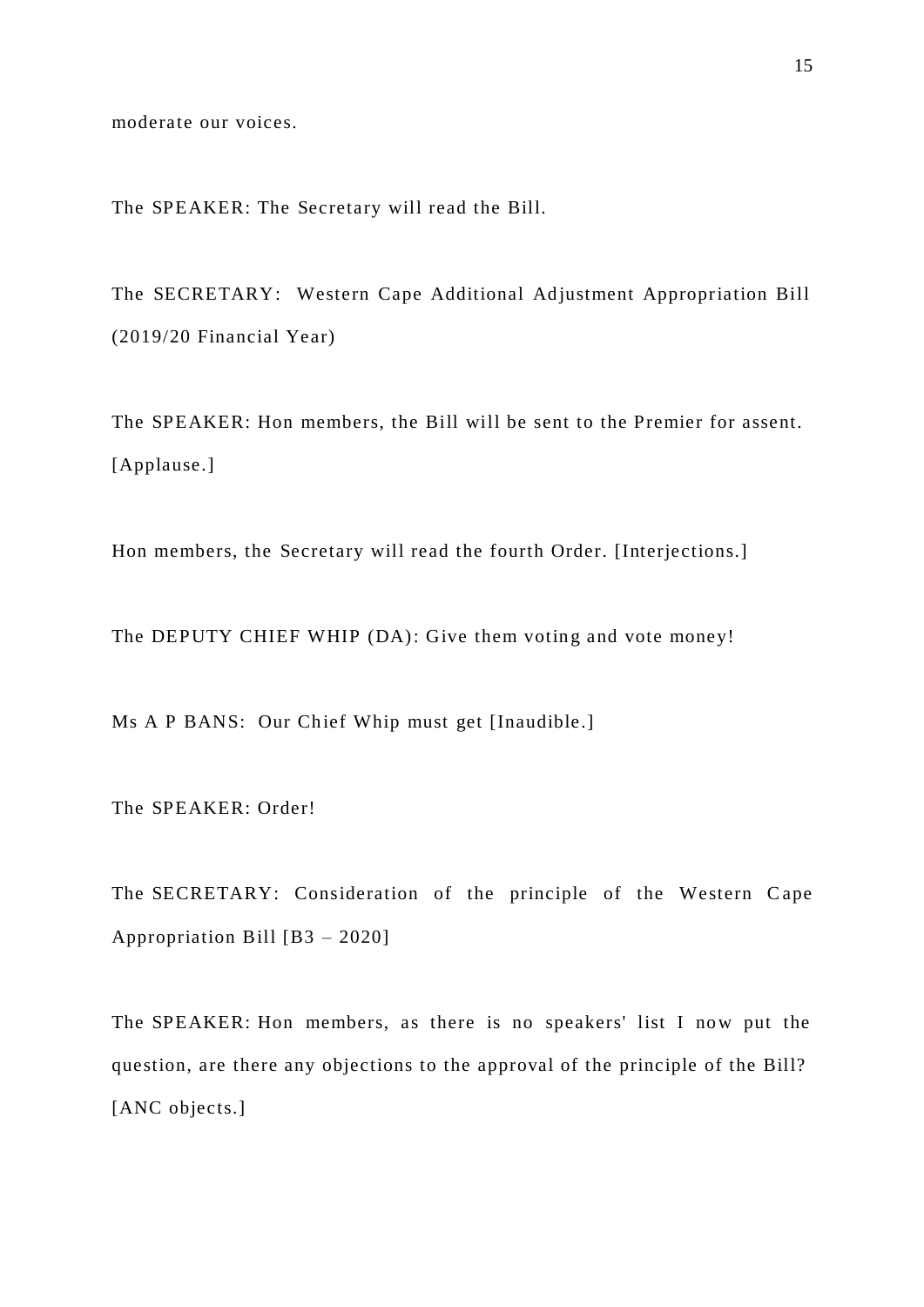moderate our voices.

The SPEAKER: The Secretary will read the Bill.

The SECRETARY: Western Cape Additional Adjustment Appropriation Bill (2019/20 Financial Year)

The SPEAKER: Hon members, the Bill will be sent to the Premier for assent. [Applause.]

Hon members, the Secretary will read the fourth Order. [Interjections.]

The DEPUTY CHIEF WHIP (DA): Give them voting and vote money!

Ms A P BANS: Our Chief Whip must get [Inaudible.]

The SPEAKER: Order!

The SECRETARY: Consideration of the principle of the Western Cape Appropriation Bill [B3 – 2020]

The SPEAKER: Hon members, as there is no speakers' list I now put the question, are there any objections to the approval of the principle of the Bill? [ANC objects.]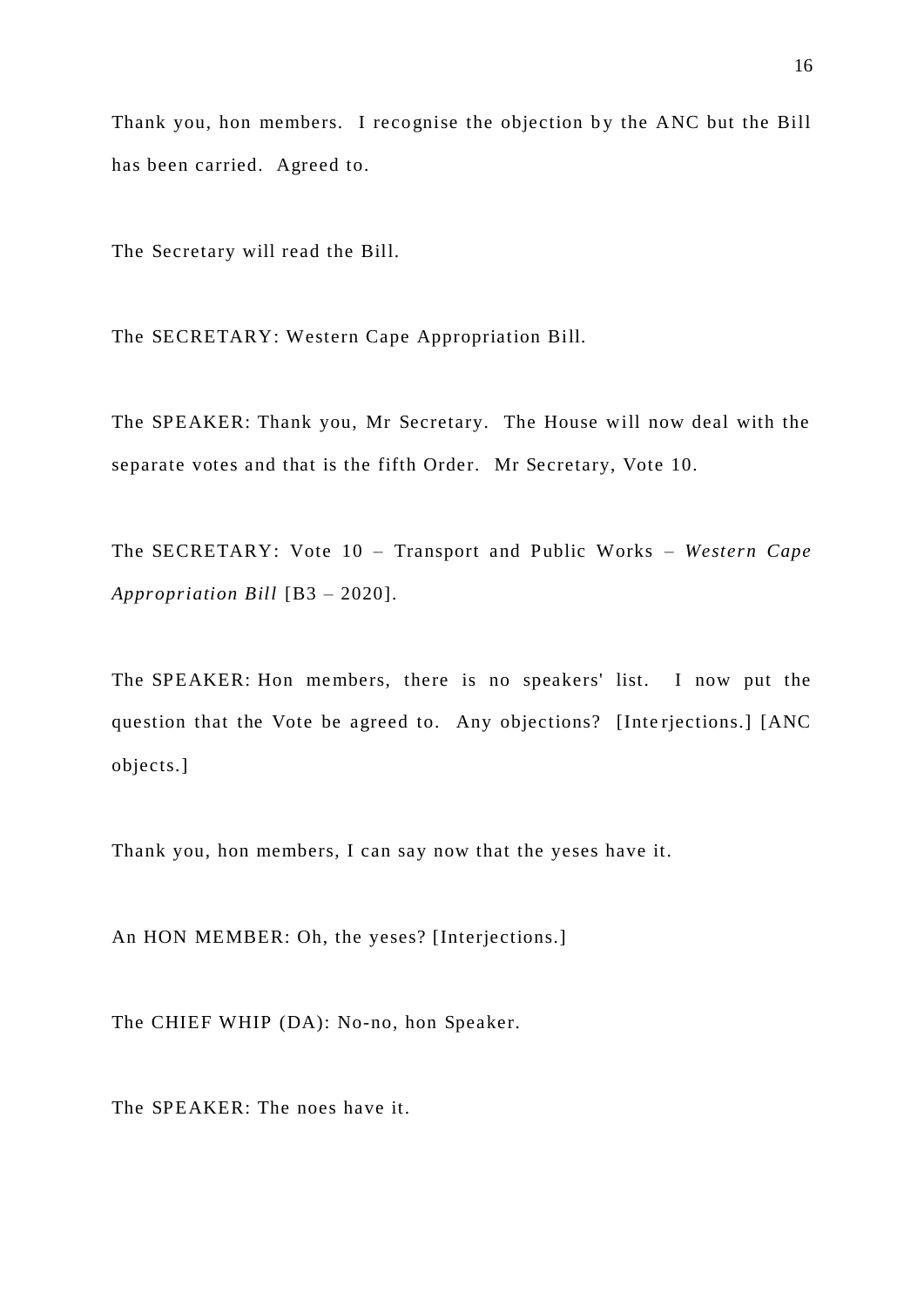Thank you, hon members. I recognise the objection by the ANC but the Bill has been carried. Agreed to.

The Secretary will read the Bill.

The SECRETARY: Western Cape Appropriation Bill.

The SPEAKER: Thank you, Mr Secretary. The House will now deal with the separate votes and that is the fifth Order. Mr Secretary, Vote 10.

The SECRETARY: Vote 10 – Transport and Public Works – *Western Cape Appropriation Bill* [B3 – 2020].

The SPEAKER: Hon members, there is no speakers' list. I now put the question that the Vote be agreed to. Any objections? [Interjections.] [ANC objects.]

Thank you, hon members, I can say now that the yeses have it.

An HON MEMBER: Oh, the yeses? [Interjections.]

The CHIEF WHIP (DA): No-no, hon Speaker.

The SPEAKER: The noes have it.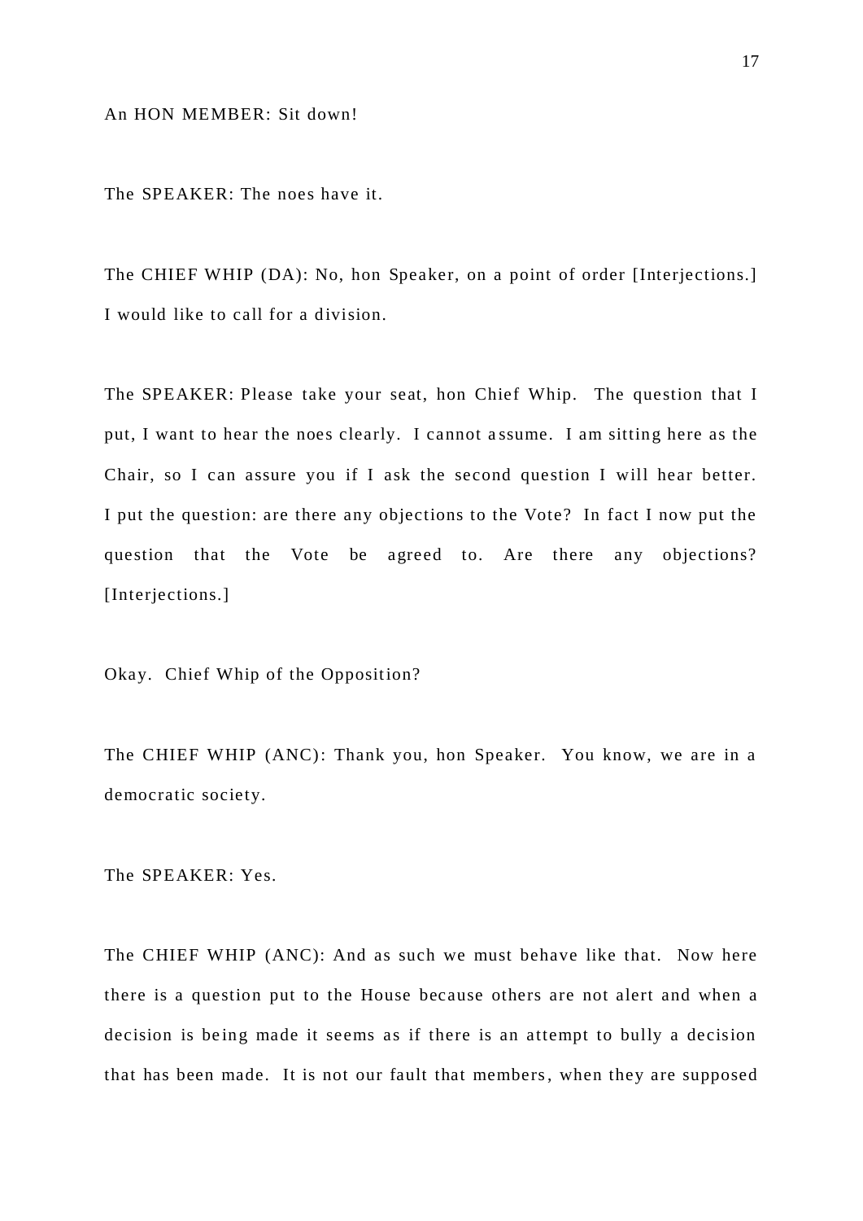An HON MEMBER: Sit down!

The SPEAKER: The noes have it.

The CHIEF WHIP (DA): No, hon Speaker, on a point of order [Interjections.] I would like to call for a division.

The SPEAKER: Please take your seat, hon Chief Whip. The question that I put, I want to hear the noes clearly. I cannot assume. I am sitting here as the Chair, so I can assure you if I ask the second question I will hear better. I put the question: are there any objections to the Vote? In fact I now put the question that the Vote be agreed to. Are there any objections? [Interjections.]

Okay. Chief Whip of the Opposition?

The CHIEF WHIP (ANC): Thank you, hon Speaker. You know, we are in a democratic society.

The SPEAKER: Yes.

The CHIEF WHIP (ANC): And as such we must behave like that. Now here there is a question put to the House because others are not alert and when a decision is being made it seems as if there is an attempt to bully a decision that has been made. It is not our fault that members, when they are supposed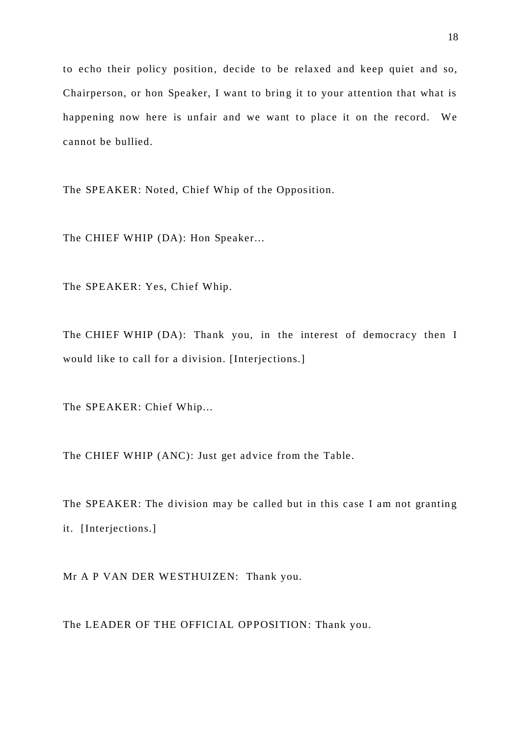to echo their policy position, decide to be relaxed and keep quiet and so, Chairperson, or hon Speaker, I want to bring it to your attention that what is happening now here is unfair and we want to place it on the record. We cannot be bullied.

The SPEAKER: Noted, Chief Whip of the Opposition.

The CHIEF WHIP (DA): Hon Speaker...

The SPEAKER: Yes, Chief Whip.

The CHIEF WHIP (DA): Thank you, in the interest of democracy then I would like to call for a division. [Interjections.]

The SPEAKER: Chief Whip...

The CHIEF WHIP (ANC): Just get advice from the Table.

The SPEAKER: The division may be called but in this case I am not granting it. [Interjections.]

Mr A P VAN DER WESTHUIZEN: Thank you.

The LEADER OF THE OFFICIAL OPPOSITION: Thank you.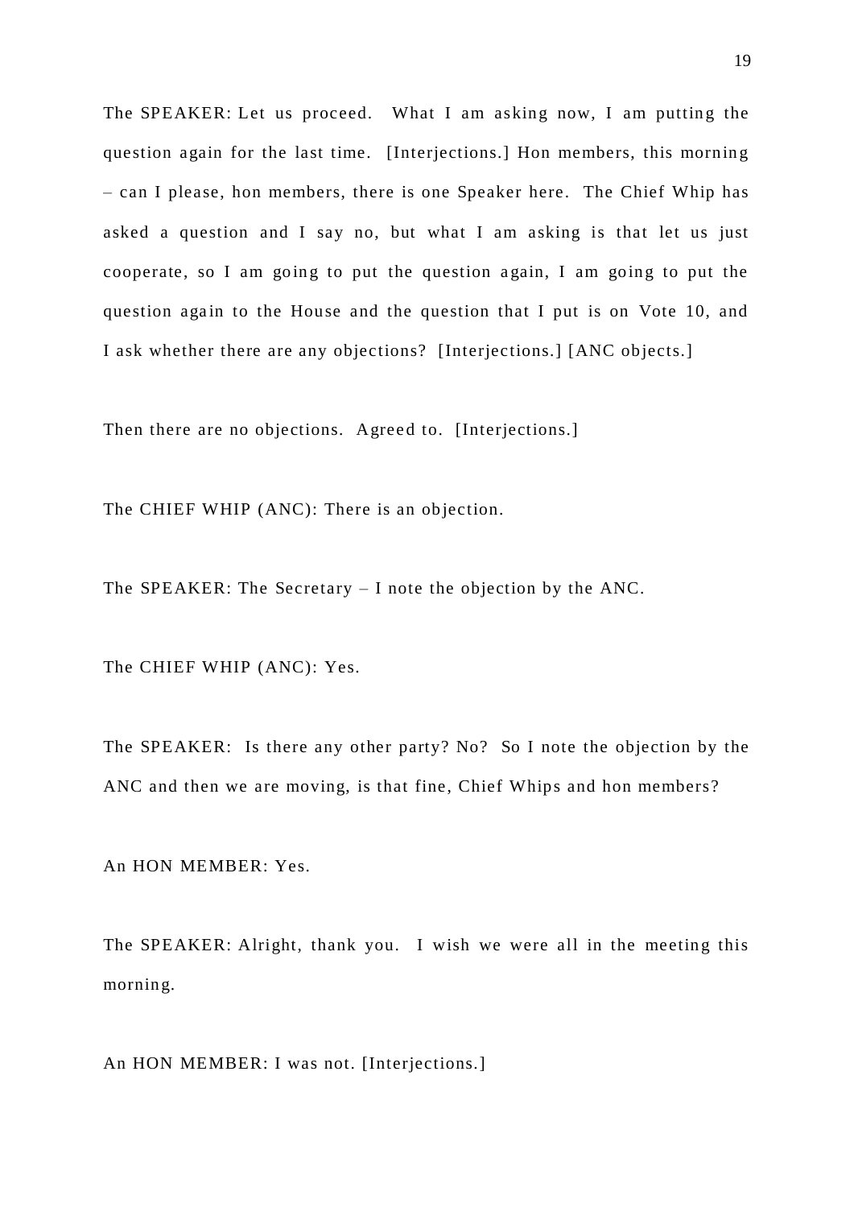The SPEAKER: Let us proceed. What I am asking now, I am putting the question again for the last time. [Interjections.] Hon members, this morning – can I please, hon members, there is one Speaker here. The Chief Whip has asked a question and I say no, but what I am asking is that let us just cooperate, so I am going to put the question again, I am going to put the question again to the House and the question that I put is on Vote 10, and I ask whether there are any objections? [Interjections.] [ANC objects.]

Then there are no objections. Agreed to. [Interjections.]

The CHIEF WHIP (ANC): There is an objection.

The SPEAKER: The Secretary – I note the objection by the ANC.

The CHIEF WHIP (ANC): Yes.

The SPEAKER: Is there any other party? No? So I note the objection by the ANC and then we are moving, is that fine, Chief Whips and hon members?

An HON MEMBER: Yes.

The SPEAKER: Alright, thank you. I wish we were all in the meeting this morning.

An HON MEMBER: I was not. [Interjections.]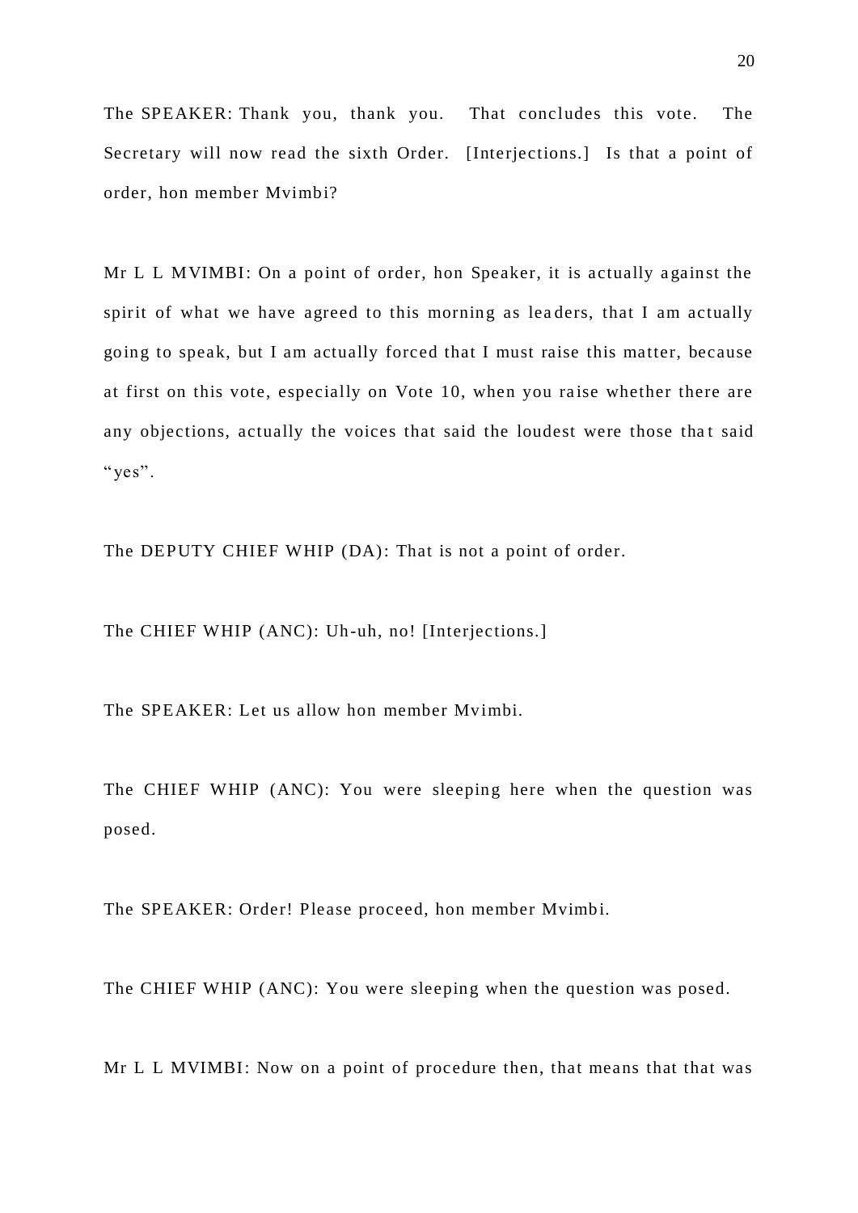The SPEAKER: Thank you, thank you. That concludes this vote. The Secretary will now read the sixth Order. [Interjections.] Is that a point of order, hon member Mvimbi?

Mr L L MVIMBI: On a point of order, hon Speaker, it is actually against the spirit of what we have agreed to this morning as leaders, that I am actually going to speak, but I am actually forced that I must raise this matter, because at first on this vote, especially on Vote 10, when you raise whether there are any objections, actually the voices that said the loudest were those that said "yes".

The DEPUTY CHIEF WHIP (DA): That is not a point of order.

The CHIEF WHIP (ANC): Uh-uh, no! [Interjections.]

The SPEAKER: Let us allow hon member Mvimbi.

The CHIEF WHIP (ANC): You were sleeping here when the question was posed.

The SPEAKER: Order! Please proceed, hon member Mvimbi.

The CHIEF WHIP (ANC): You were sleeping when the question was posed.

Mr L L MVIMBI: Now on a point of procedure then, that means that that was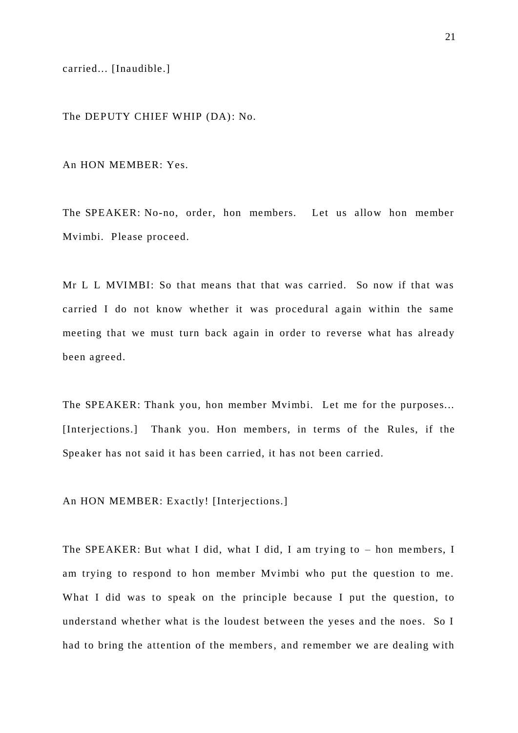carried... [Inaudible.]

The DEPUTY CHIEF WHIP (DA): No.

An HON MEMBER: Yes.

The SPEAKER: No-no, order, hon members. Let us allow hon member Mvimbi. Please proceed.

Mr L L MVIMBI: So that means that that was carried. So now if that was carried I do not know whether it was procedural again within the same meeting that we must turn back again in order to reverse what has already been agreed.

The SPEAKER: Thank you, hon member Mvimbi. Let me for the purposes... [Interjections.] Thank you. Hon members, in terms of the Rules, if the Speaker has not said it has been carried, it has not been carried.

An HON MEMBER: Exactly! [Interjections.]

The SPEAKER: But what I did, what I did, I am trying to – hon members, I am trying to respond to hon member Mvimbi who put the question to me. What I did was to speak on the principle because I put the question, to understand whether what is the loudest between the yeses and the noes. So I had to bring the attention of the members, and remember we are dealing with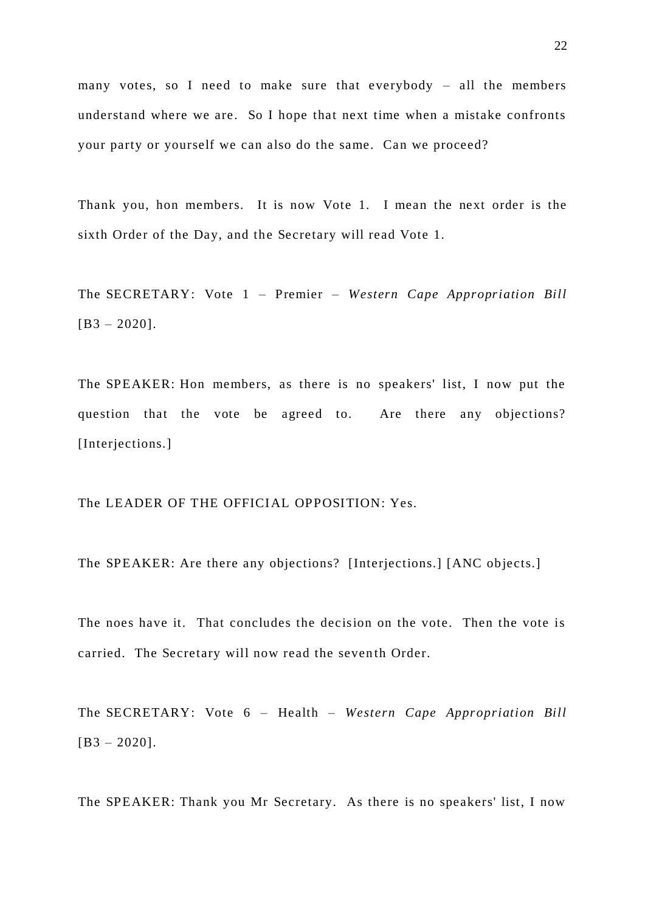many votes, so I need to make sure that everybody – all the members understand where we are. So I hope that next time when a mistake confronts your party or yourself we can also do the same. Can we proceed?

Thank you, hon members. It is now Vote 1. I mean the next order is the sixth Order of the Day, and the Secretary will read Vote 1.

The SECRETARY: Vote 1 – Premier – *Western Cape Appropriation Bill* [B3 – 2020].

The SPEAKER: Hon members, as there is no speakers' list, I now put the question that the vote be agreed to. Are there any objections? [Interjections.]

The LEADER OF THE OFFICIAL OPPOSITION: Yes.

The SPEAKER: Are there any objections? [Interjections.] [ANC objects.]

The noes have it. That concludes the decision on the vote. Then the vote is carried. The Secretary will now read the seventh Order.

The SECRETARY: Vote 6 – Health – *Western Cape Appropriation Bill* [B3 – 2020].

The SPEAKER: Thank you Mr Secretary. As there is no speakers' list, I now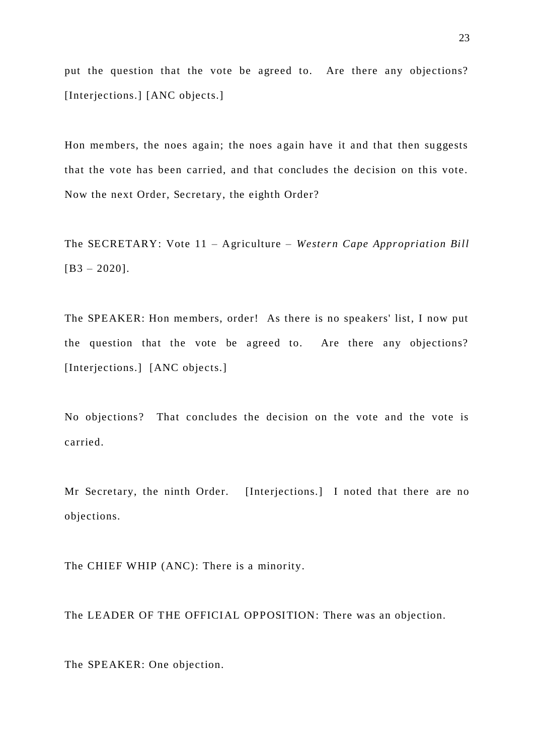put the question that the vote be agreed to. Are there any objections? [Interjections.] [ANC objects.]

Hon members, the noes again; the noes again have it and that then suggests that the vote has been carried, and that concludes the decision on this vote. Now the next Order, Secretary, the eighth Order?

The SECRETARY: Vote 11 – Agriculture – *Western Cape Appropriation Bill* [B3 – 2020].

The SPEAKER: Hon members, order! As there is no speakers' list, I now put the question that the vote be agreed to. Are there any objections? [Interjections.] [ANC objects.]

No objections? That concludes the decision on the vote and the vote is carried.

Mr Secretary, the ninth Order. [Interjections.] I noted that there are no objections.

The CHIEF WHIP (ANC): There is a minority.

The LEADER OF THE OFFICIAL OPPOSITION: There was an objection.

The SPEAKER: One objection.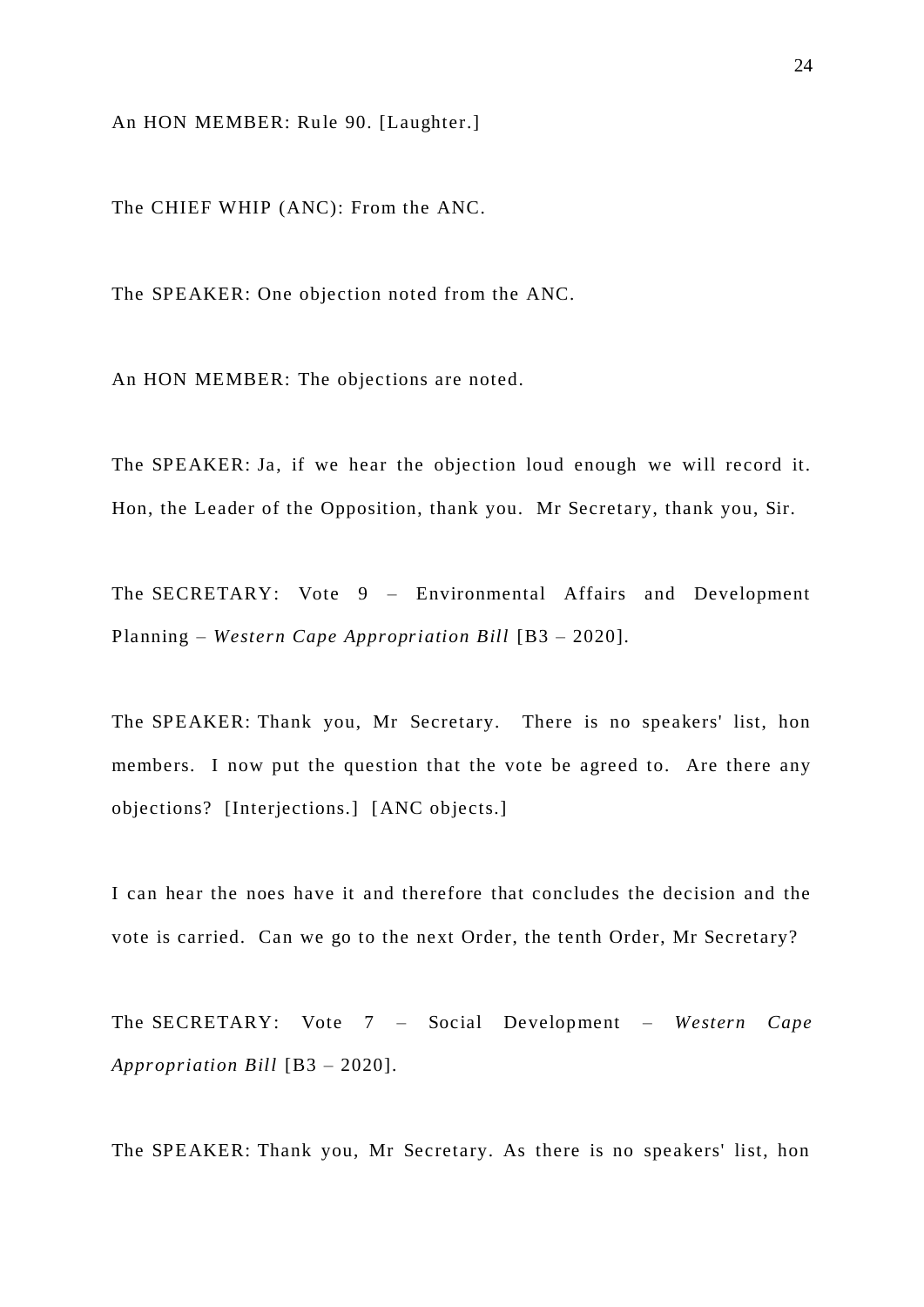An HON MEMBER: Rule 90. [Laughter.]

The CHIEF WHIP (ANC): From the ANC.

The SPEAKER: One objection noted from the ANC.

An HON MEMBER: The objections are noted.

The SPEAKER: Ja, if we hear the objection loud enough we will record it. Hon, the Leader of the Opposition, thank you. Mr Secretary, thank you, Sir.

The SECRETARY: Vote 9 – Environmental Affairs and Development Planning – *Western Cape Appropriation Bill* [B3 – 2020].

The SPEAKER: Thank you, Mr Secretary. There is no speakers' list, hon members. I now put the question that the vote be agreed to. Are there any objections? [Interjections.] [ANC objects.]

I can hear the noes have it and therefore that concludes the decision and the vote is carried. Can we go to the next Order, the tenth Order, Mr Secretary?

The SECRETARY: Vote 7 – Social Development – *Western Cape Appropriation Bill* [B3 – 2020].

The SPEAKER: Thank you, Mr Secretary. As there is no speakers' list, hon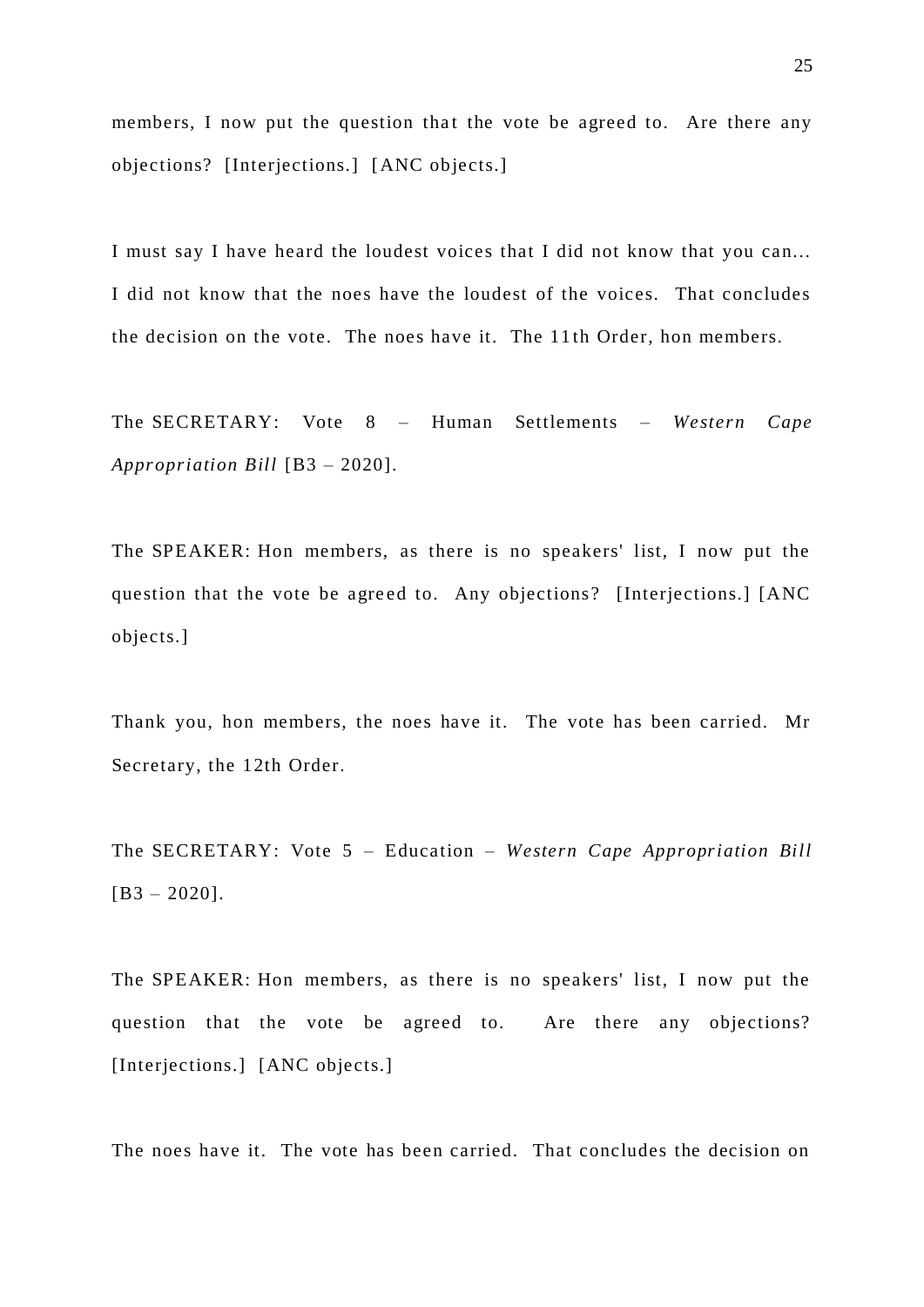members, I now put the question that the vote be agreed to. Are there any objections? [Interjections.] [ANC objects.]

I must say I have heard the loudest voices that I did not know that you can... I did not know that the noes have the loudest of the voices. That concludes the decision on the vote. The noes have it. The 11th Order, hon members.

The SECRETARY: Vote 8 – Human Settlements – *Western Cape Appropriation Bill* [B3 – 2020].

The SPEAKER: Hon members, as there is no speakers' list, I now put the question that the vote be agreed to. Any objections? [Interjections.] [ANC objects.]

Thank you, hon members, the noes have it. The vote has been carried. Mr Secretary, the 12th Order.

The SECRETARY: Vote 5 – Education – *Western Cape Appropriation Bill* [B3 – 2020].

The SPEAKER: Hon members, as there is no speakers' list, I now put the question that the vote be agreed to. Are there any objections? [Interjections.] [ANC objects.]

The noes have it. The vote has been carried. That concludes the decision on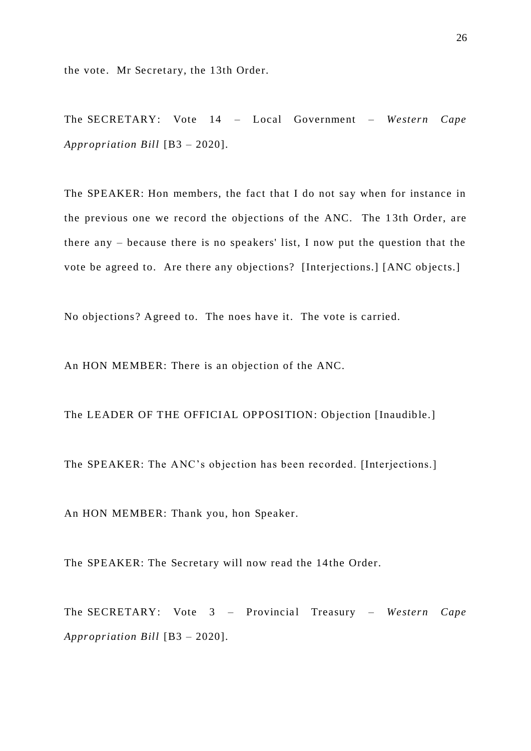the vote. Mr Secretary, the 13th Order.

The SECRETARY: Vote 14 – Local Government – *Western Cape Appropriation Bill* [B3 – 2020].

The SPEAKER: Hon members, the fact that I do not say when for instance in the previous one we record the objections of the ANC. The 13th Order, are there any – because there is no speakers' list, I now put the question that the vote be agreed to. Are there any objections? [Interjections.] [ANC objects.]

No objections? Agreed to. The noes have it. The vote is carried.

An HON MEMBER: There is an objection of the ANC.

The LEADER OF THE OFFICIAL OPPOSITION: Objection [Inaudible.]

The SPEAKER: The ANC's objection has been recorded. [Interjections.]

An HON MEMBER: Thank you, hon Speaker.

The SPEAKER: The Secretary will now read the 14the Order.

The SECRETARY: Vote 3 – Provincial Treasury – *Western Cape Appropriation Bill* [B3 – 2020].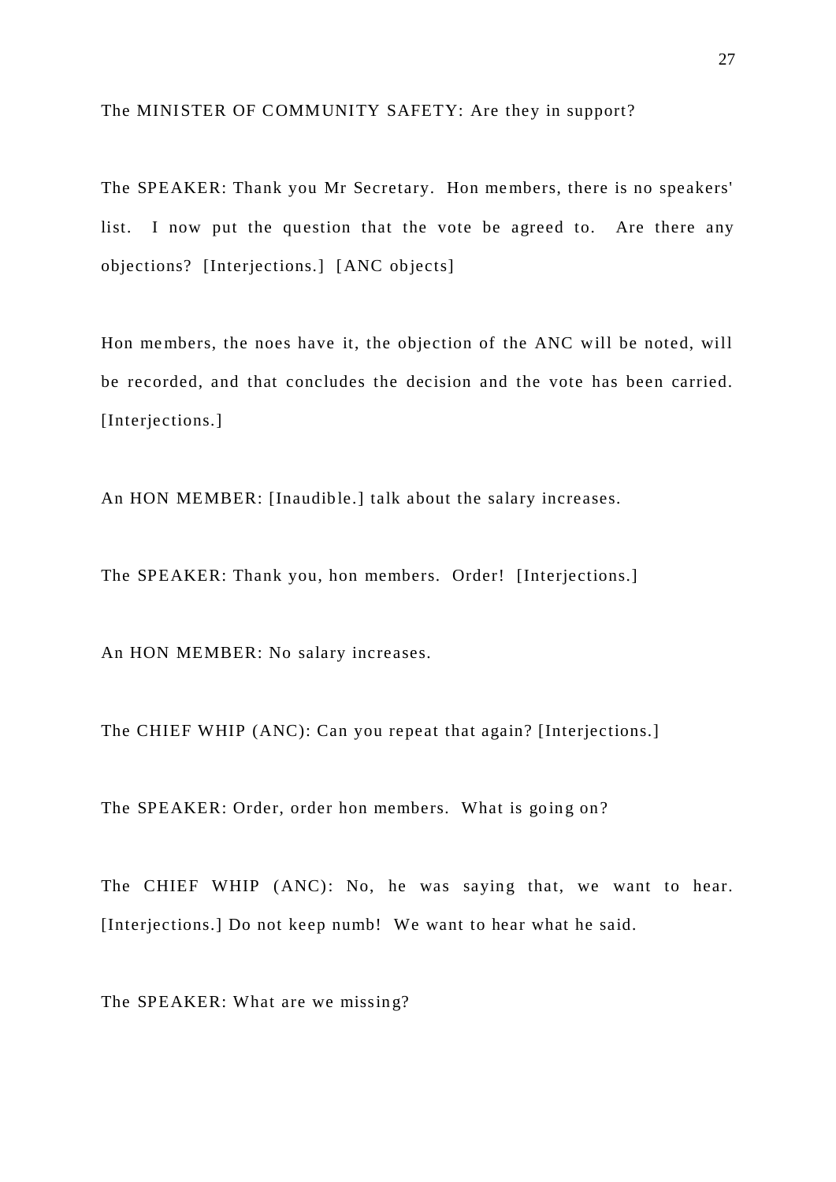The MINISTER OF COMMUNITY SAFETY: Are they in support?

The SPEAKER: Thank you Mr Secretary. Hon members, there is no speakers' list. I now put the question that the vote be agreed to. Are there any objections? [Interjections.] [ANC objects]

Hon members, the noes have it, the objection of the ANC will be noted, will be recorded, and that concludes the decision and the vote has been carried. [Interjections.]

An HON MEMBER: [Inaudible.] talk about the salary increases.

The SPEAKER: Thank you, hon members. Order! [Interjections.]

An HON MEMBER: No salary increases.

The CHIEF WHIP (ANC): Can you repeat that again? [Interjections.]

The SPEAKER: Order, order hon members. What is going on?

The CHIEF WHIP (ANC): No, he was saying that, we want to hear. [Interjections.] Do not keep numb! We want to hear what he said.

The SPEAKER: What are we missing?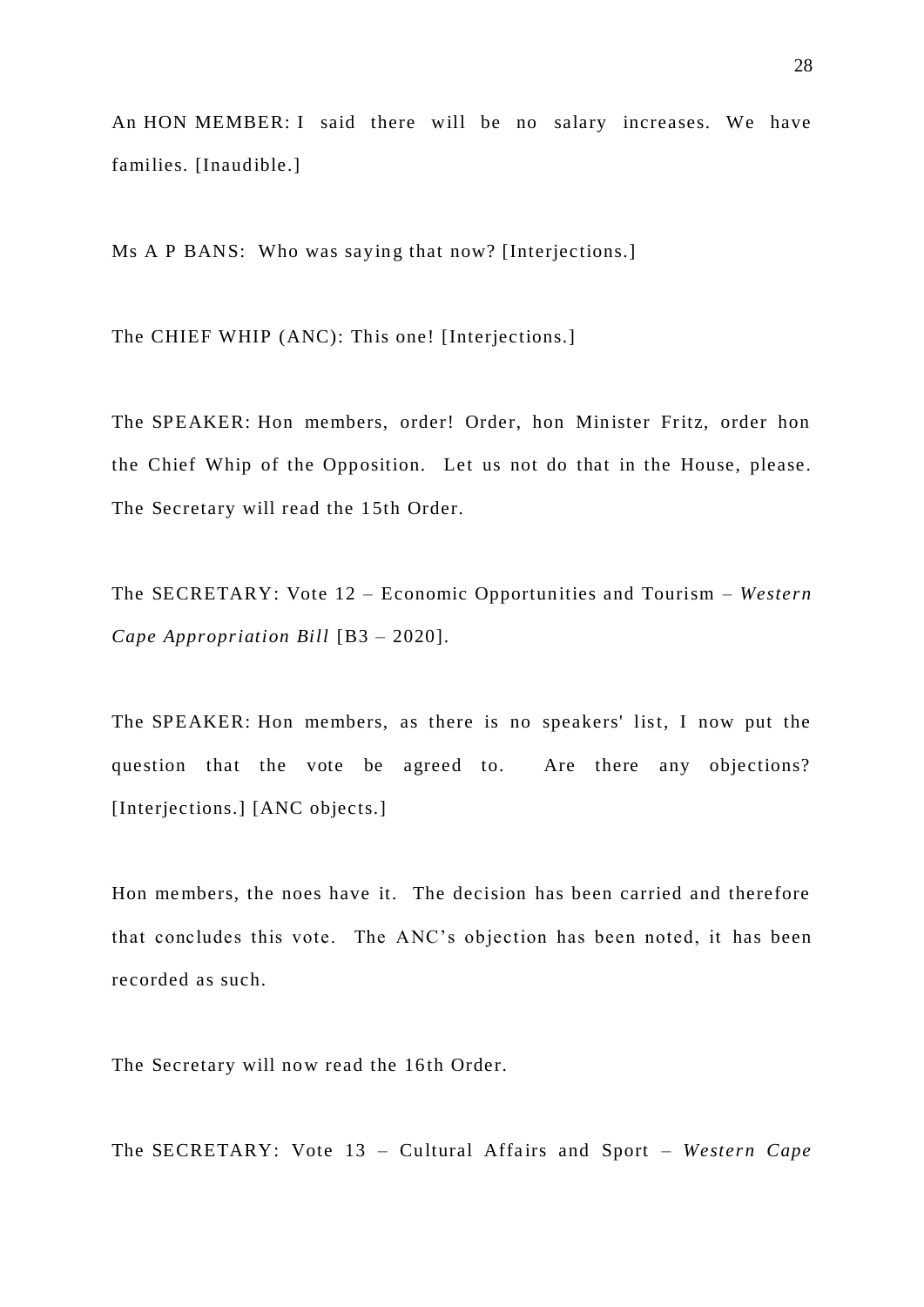An HON MEMBER: I said there will be no salary increases. We have families. [Inaudible.]

Ms A P BANS: Who was saying that now? [Interjections.]

The CHIEF WHIP (ANC): This one! [Interjections.]

The SPEAKER: Hon members, order! Order, hon Minister Fritz, order hon the Chief Whip of the Opposition. Let us not do that in the House, please. The Secretary will read the 15th Order.

The SECRETARY: Vote 12 – Economic Opportunities and Tourism – *Western Cape Appropriation Bill* [B3 – 2020].

The SPEAKER: Hon members, as there is no speakers' list, I now put the question that the vote be agreed to. Are there any objections? [Interjections.] [ANC objects.]

Hon members, the noes have it. The decision has been carried and therefore that concludes this vote. The ANC's objection has been noted, it has been recorded as such.

The Secretary will now read the 16th Order.

The SECRETARY: Vote 13 – Cultural Affairs and Sport – *Western Cape*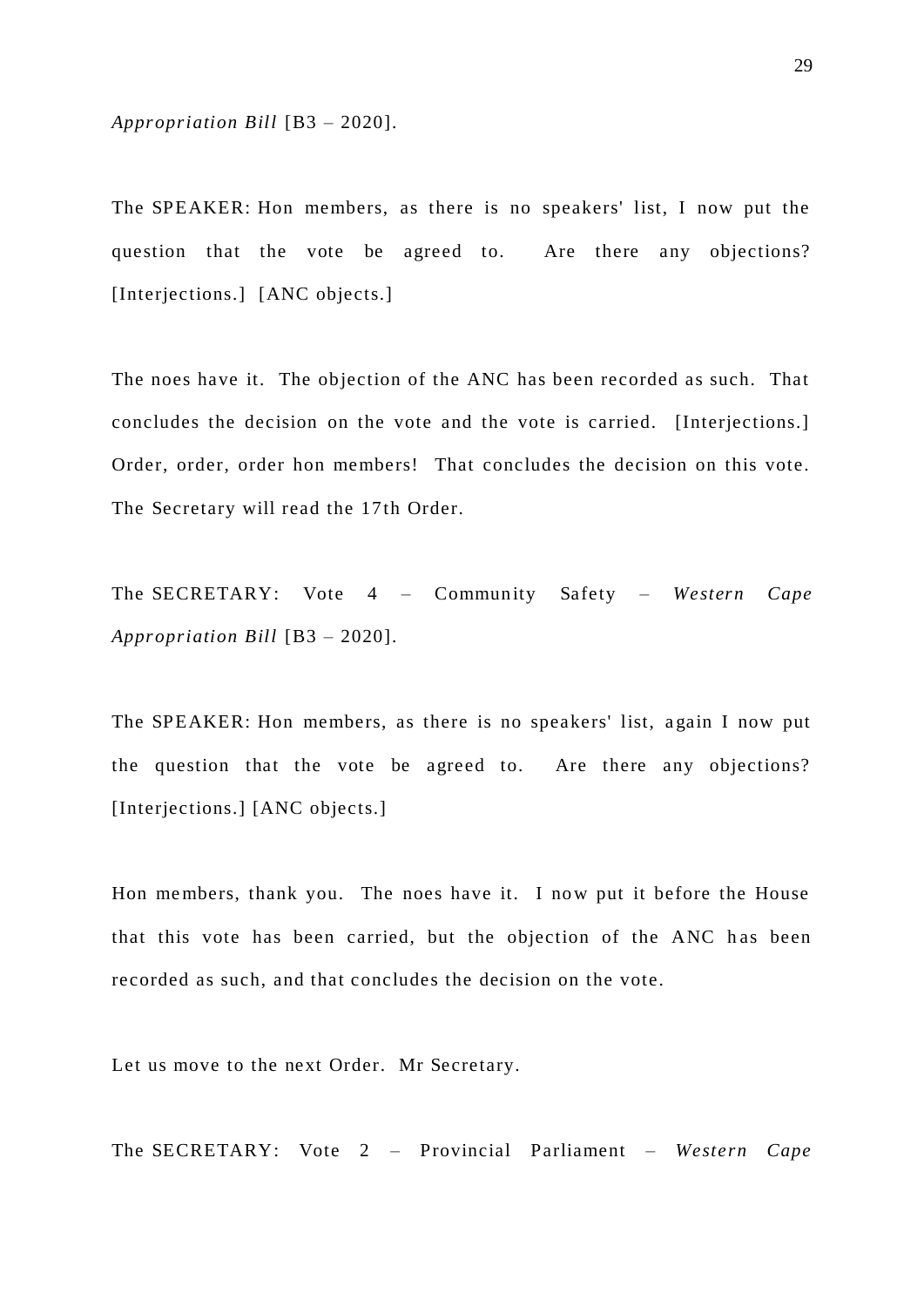*Appropriation Bill* [B3 – 2020].

The SPEAKER: Hon members, as there is no speakers' list, I now put the question that the vote be agreed to. Are there any objections? [Interjections.] [ANC objects.]

The noes have it. The objection of the ANC has been recorded as such. That concludes the decision on the vote and the vote is carried. [Interjections.] Order, order, order hon members! That concludes the decision on this vote. The Secretary will read the 17th Order.

The SECRETARY: Vote 4 – Community Safety – *Western Cape Appropriation Bill* [B3 – 2020].

The SPEAKER: Hon members, as there is no speakers' list, again I now put the question that the vote be agreed to. Are there any objections? [Interjections.] [ANC objects.]

Hon members, thank you. The noes have it. I now put it before the House that this vote has been carried, but the objection of the ANC has been recorded as such, and that concludes the decision on the vote.

Let us move to the next Order. Mr Secretary.

The SECRETARY: Vote 2 – Provincial Parliament – *Western Cape*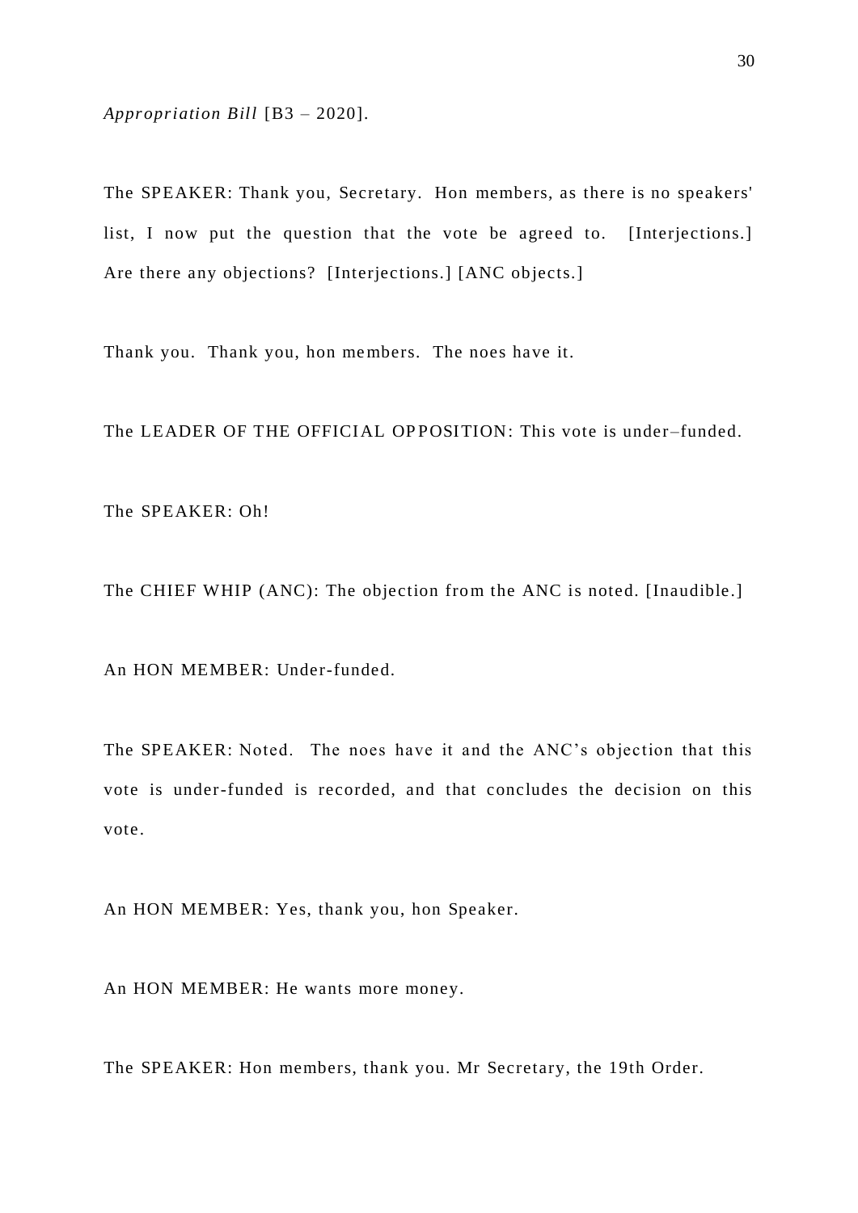*Appropriation Bill* [B3 – 2020].

The SPEAKER: Thank you, Secretary. Hon members, as there is no speakers' list, I now put the question that the vote be agreed to. [Interjections.] Are there any objections? [Interjections.] [ANC objects.]

Thank you. Thank you, hon members. The noes have it.

The LEADER OF THE OFFICIAL OPPOSITION: This vote is under–funded.

The SPEAKER: Oh!

The CHIEF WHIP (ANC): The objection from the ANC is noted. [Inaudible.]

An HON MEMBER: Under-funded.

The SPEAKER: Noted. The noes have it and the ANC's objection that this vote is under-funded is recorded, and that concludes the decision on this vote.

An HON MEMBER: Yes, thank you, hon Speaker.

An HON MEMBER: He wants more money.

The SPEAKER: Hon members, thank you. Mr Secretary, the 19th Order.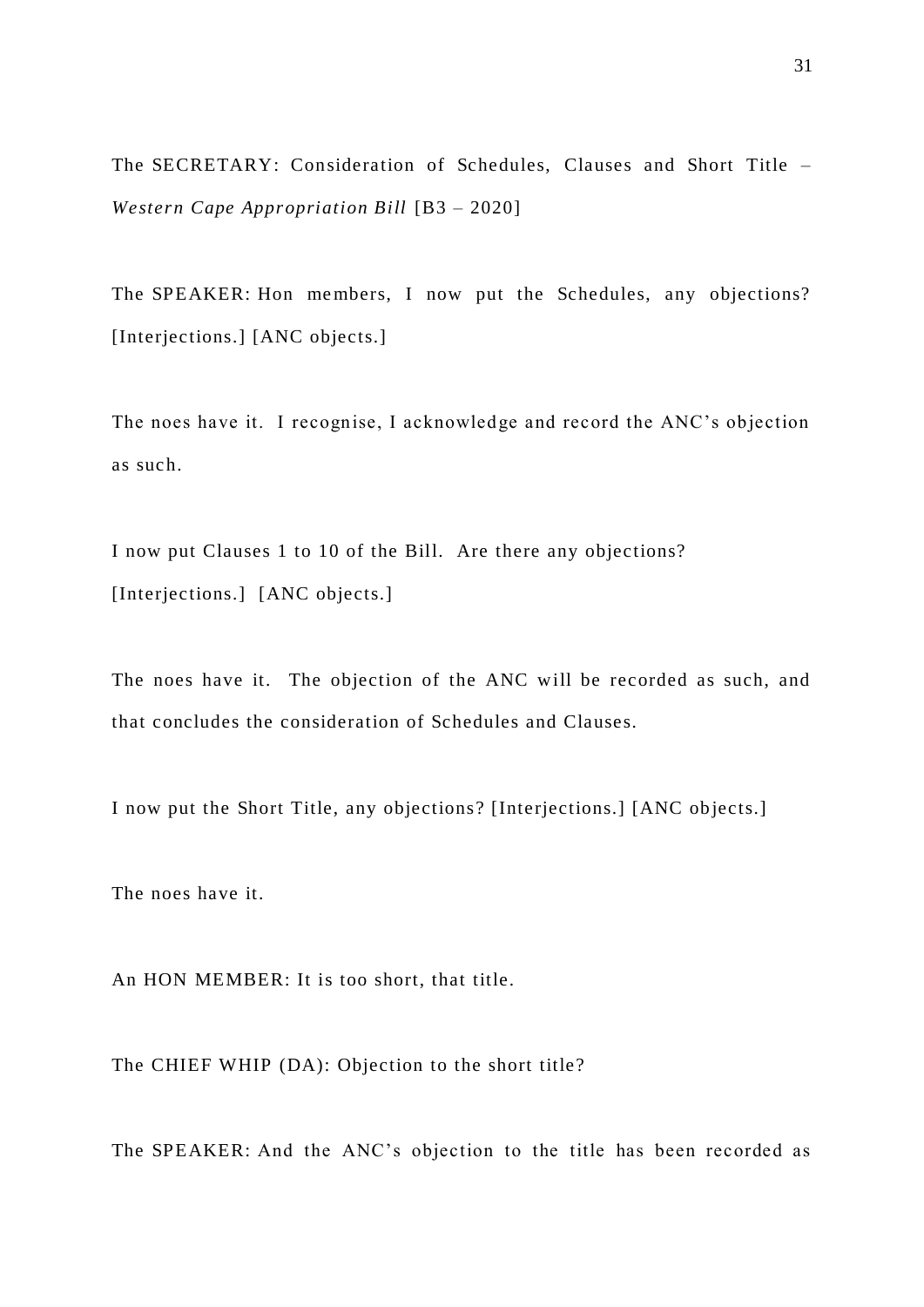The SECRETARY: Consideration of Schedules, Clauses and Short Title – *Western Cape Appropriation Bill* [B3 – 2020]

The SPEAKER: Hon members, I now put the Schedules, any objections? [Interjections.] [ANC objects.]

The noes have it. I recognise, I acknowledge and record the ANC's objection as such.

I now put Clauses 1 to 10 of the Bill. Are there any objections? [Interjections.] [ANC objects.]

The noes have it. The objection of the ANC will be recorded as such, and that concludes the consideration of Schedules and Clauses.

I now put the Short Title, any objections? [Interjections.] [ANC objects.]

The noes have it.

An HON MEMBER: It is too short, that title.

The CHIEF WHIP (DA): Objection to the short title?

The SPEAKER: And the ANC's objection to the title has been recorded as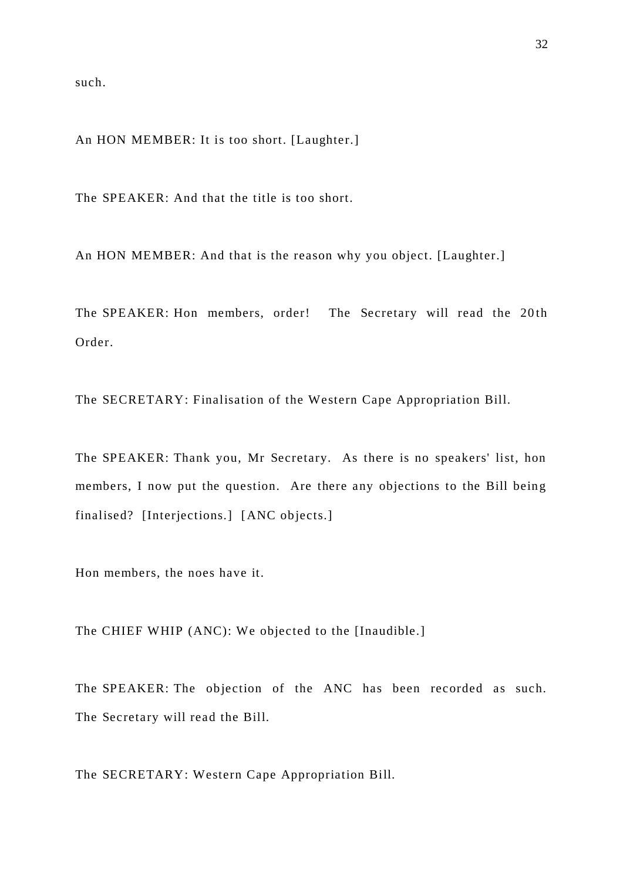such.

An HON MEMBER: It is too short. [Laughter.]

The SPEAKER: And that the title is too short.

An HON MEMBER: And that is the reason why you object. [Laughter.]

The SPEAKER: Hon members, order! The Secretary will read the 20th Order.

The SECRETARY: Finalisation of the Western Cape Appropriation Bill.

The SPEAKER: Thank you, Mr Secretary. As there is no speakers' list, hon members, I now put the question. Are there any objections to the Bill being finalised? [Interjections.] [ANC objects.]

Hon members, the noes have it.

The CHIEF WHIP (ANC): We objected to the [Inaudible.]

The SPEAKER: The objection of the ANC has been recorded as such. The Secretary will read the Bill.

The SECRETARY: Western Cape Appropriation Bill.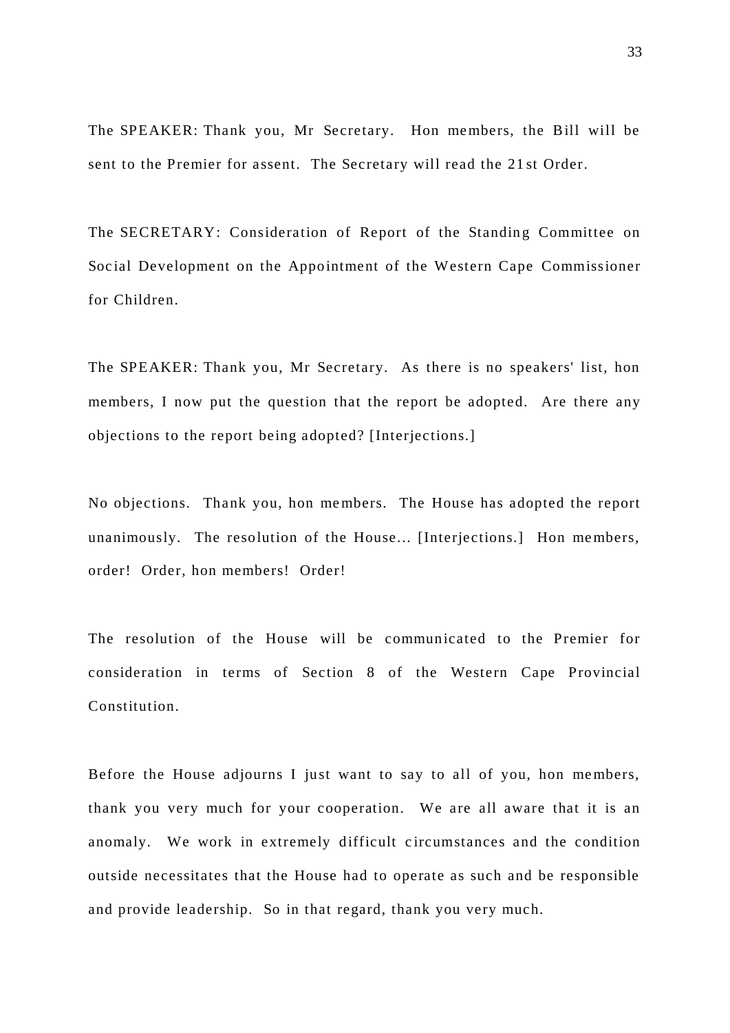The SPEAKER: Thank you, Mr Secretary. Hon members, the Bill will be sent to the Premier for assent. The Secretary will read the 21st Order.

The SECRETARY: Consideration of Report of the Standing Committee on Social Development on the Appointment of the Western Cape Commissioner for Children.

The SPEAKER: Thank you, Mr Secretary. As there is no speakers' list, hon members, I now put the question that the report be adopted. Are there any objections to the report being adopted? [Interjections.]

No objections. Thank you, hon members. The House has adopted the report unanimously. The resolution of the House... [Interjections.] Hon members, order! Order, hon members! Order!

The resolution of the House will be communicated to the Premier for consideration in terms of Section 8 of the Western Cape Provincial Constitution.

Before the House adjourns I just want to say to all of you, hon members, thank you very much for your cooperation. We are all aware that it is an anomaly. We work in extremely difficult circumstances and the condition outside necessitates that the House had to operate as such and be responsible and provide leadership. So in that regard, thank you very much.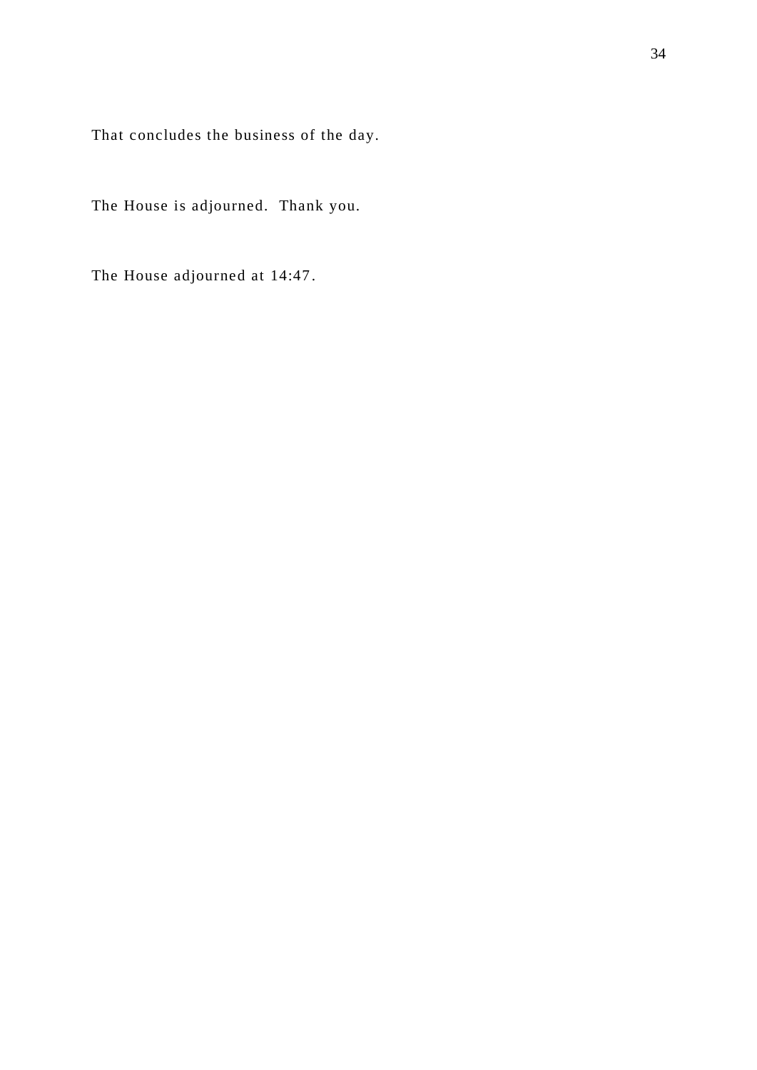That concludes the business of the day.

The House is adjourned. Thank you.

The House adjourned at 14:47.